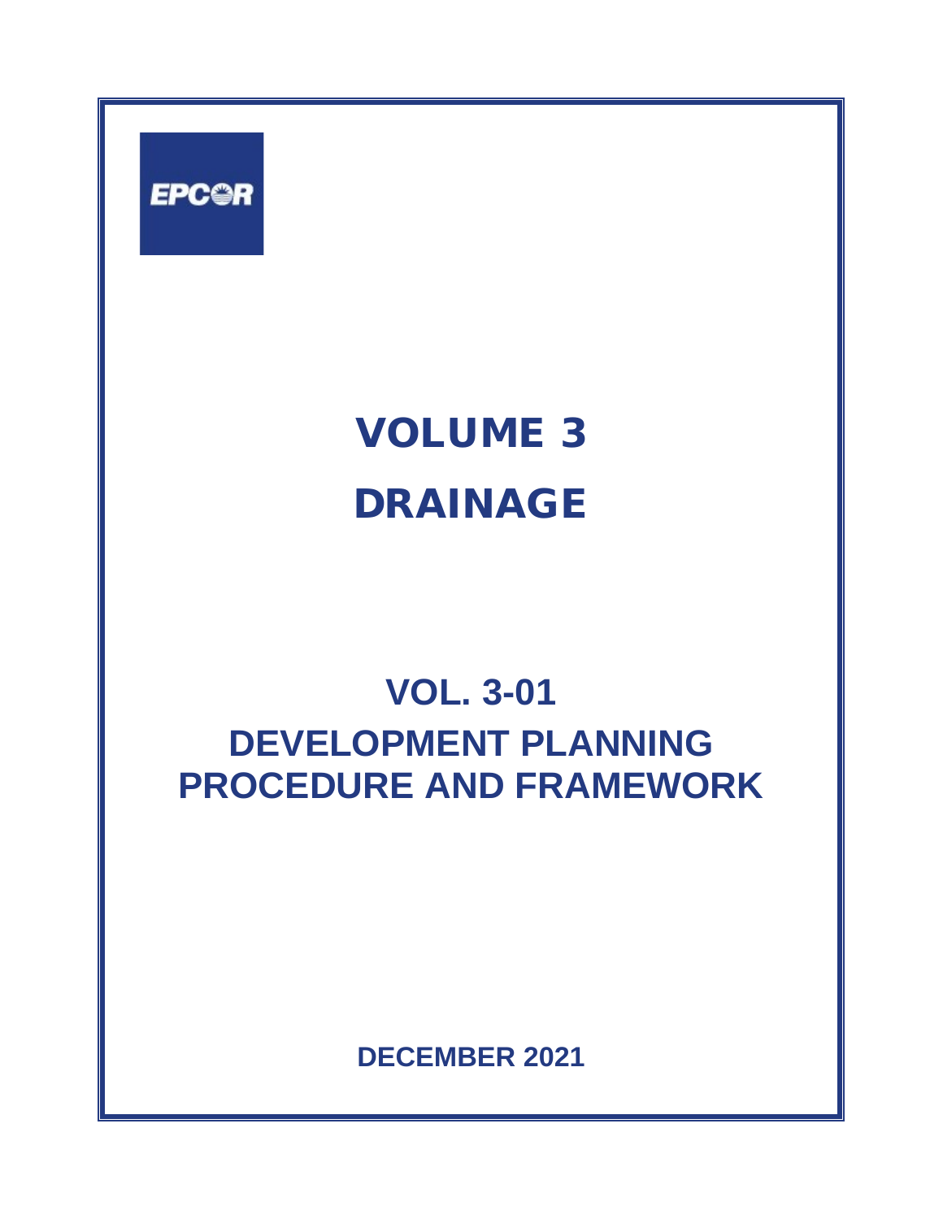EPCOR

# VOLUME 3

# DRAINAGE

## VOL. 3-01

## DEVELOPMENT PLANNING PROCEDURE AND FRAMEWORK

**DECEMBER 2021**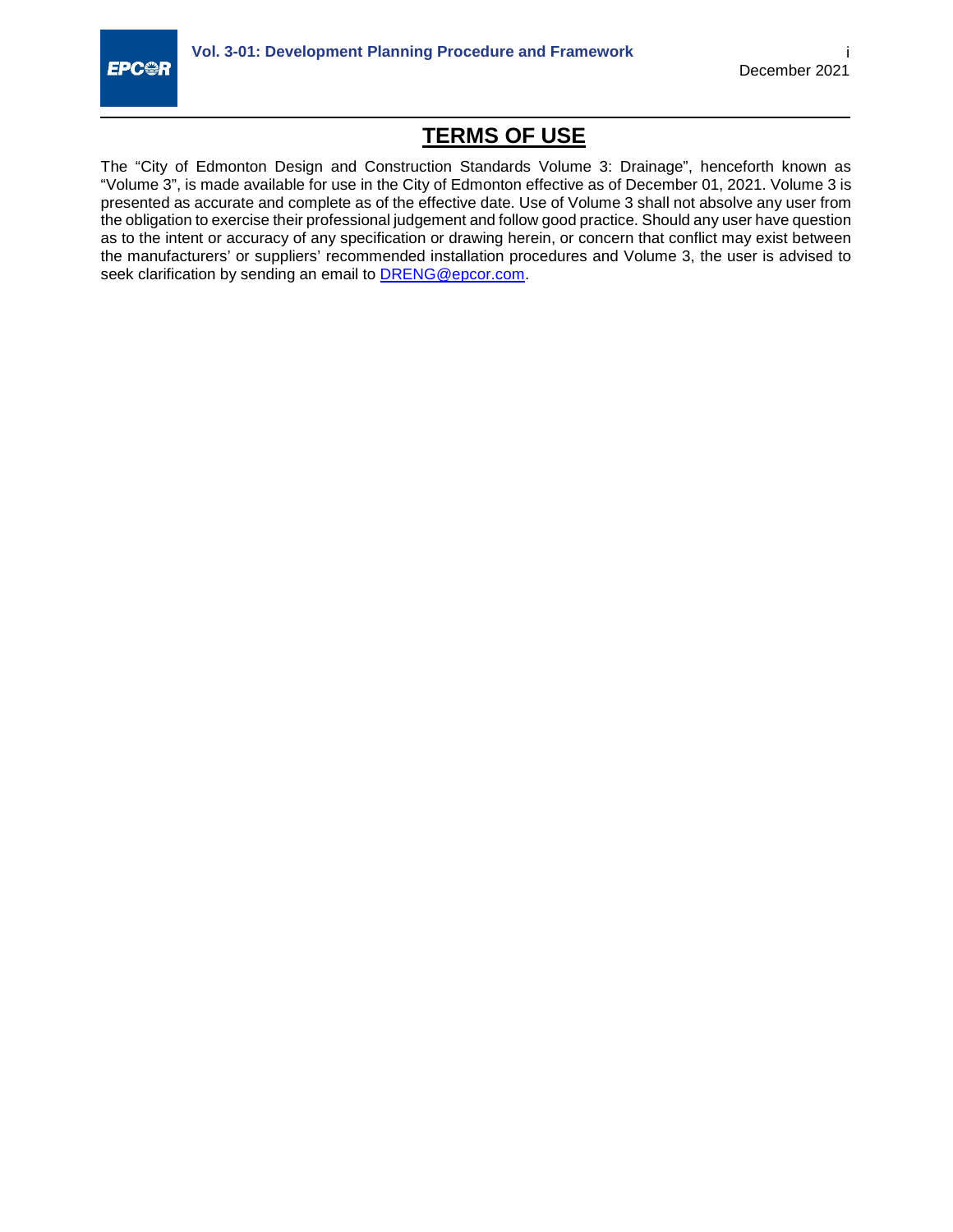# TERMS OF USE

The "City of Edmonton Design and Construction Standards Volume 3: Drainage", henceforth known as "Volume 3", is made available for use in the City of Edmonton effective as of December 01, 2021. Volume 3 is presented as accurate and complete as of the effective date. Use of Volume 3 shall not absolve any user from the obligation to exercise their professional judgement and follow good practice. Should any user have question as to the intent or accuracy of any specification or drawing herein, or concern that conflict may exist between the manufacturers' or suppliers' recommended installation procedures and Volume 3, the user is advised to seek clarification by sending an email to DRENG@epcor.com.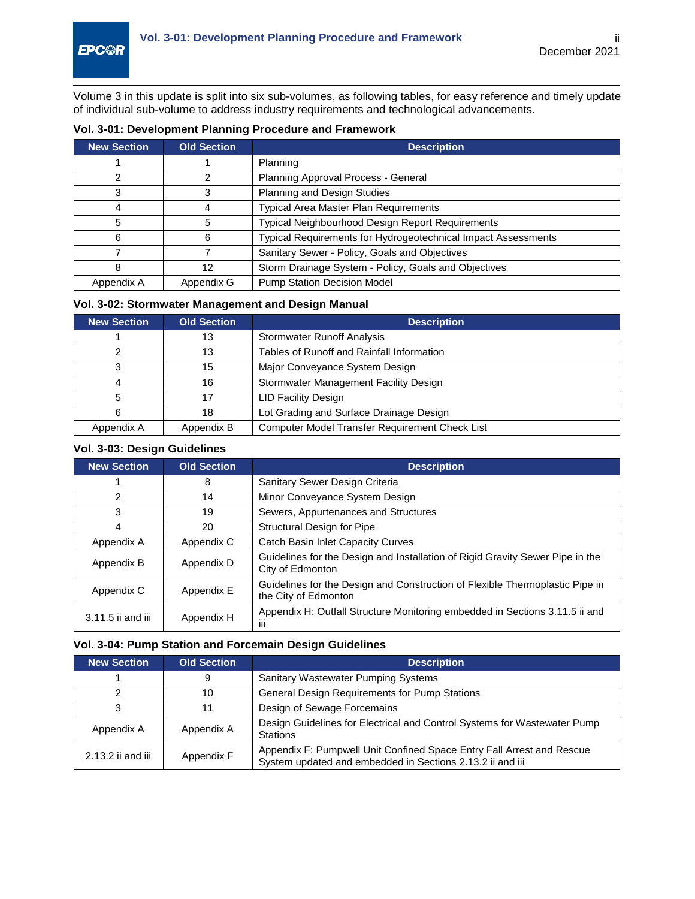Volume 3 in this update is split into six sub-volumes, as following tables, for easy reference and timely update of individual sub-volume to address industry requirements and technological advancements.

**Vol. 3-01: Development Planning Procedure and Framework**

| New Section | Old Section | Description |
|---|---|---|
| 1 | 1 | Planning |
| 2 | 2 | Planning Approval Process - General |
| 3 | 3 | Planning and Design Studies |
| 4 | 4 | Typical Area Master Plan Requirements |
| 5 | 5 | Typical Neighbourhood Design Report Requirements |
| 6 | 6 | Typical Requirements for Hydrogeotechnical Impact Assessments |
| 7 | 7 | Sanitary Sewer - Policy, Goals and Objectives |
| 8 | 12 | Storm Drainage System - Policy, Goals and Objectives |
| Appendix A | Appendix G | Pump Station Decision Model |

**Vol. 3-02: Stormwater Management and Design Manual**

| New Section | Old Section | Description |
|---|---|---|
| 1 | 13 | Stormwater Runoff Analysis |
| 2 | 13 | Tables of Runoff and Rainfall Information |
| 3 | 15 | Major Conveyance System Design |
| 4 | 16 | Stormwater Management Facility Design |
| 5 | 17 | LID Facility Design |
| 6 | 18 | Lot Grading and Surface Drainage Design |
| Appendix A | Appendix B | Computer Model Transfer Requirement Check List |

**Vol. 3-03: Design Guidelines**

| New Section | Old Section | Description |
|---|---|---|
| 1 | 8 | Sanitary Sewer Design Criteria |
| 2 | 14 | Minor Conveyance System Design |
| 3 | 19 | Sewers, Appurtenances and Structures |
| 4 | 20 | Structural Design for Pipe |
| Appendix A | Appendix C | Catch Basin Inlet Capacity Curves |
| Appendix B | Appendix D | Guidelines for the Design and Installation of Rigid Gravity Sewer Pipe in the City of Edmonton |
| Appendix C | Appendix E | Guidelines for the Design and Construction of Flexible Thermoplastic Pipe in the City of Edmonton |
| 3.11.5 ii and iii | Appendix H | Appendix H: Outfall Structure Monitoring embedded in Sections 3.11.5 ii and iii |

**Vol. 3-04: Pump Station and Forcemain Design Guidelines**

| New Section | Old Section | Description |
|---|---|---|
| 1 | 9 | Sanitary Wastewater Pumping Systems |
| 2 | 10 | General Design Requirements for Pump Stations |
| 3 | 11 | Design of Sewage Forcemains |
| Appendix A | Appendix A | Design Guidelines for Electrical and Control Systems for Wastewater Pump Stations |
| 2.13.2 ii and iii | Appendix F | Appendix F: Pumpwell Unit Confined Space Entry Fall Arrest and Rescue System updated and embedded in Sections 2.13.2 ii and iii |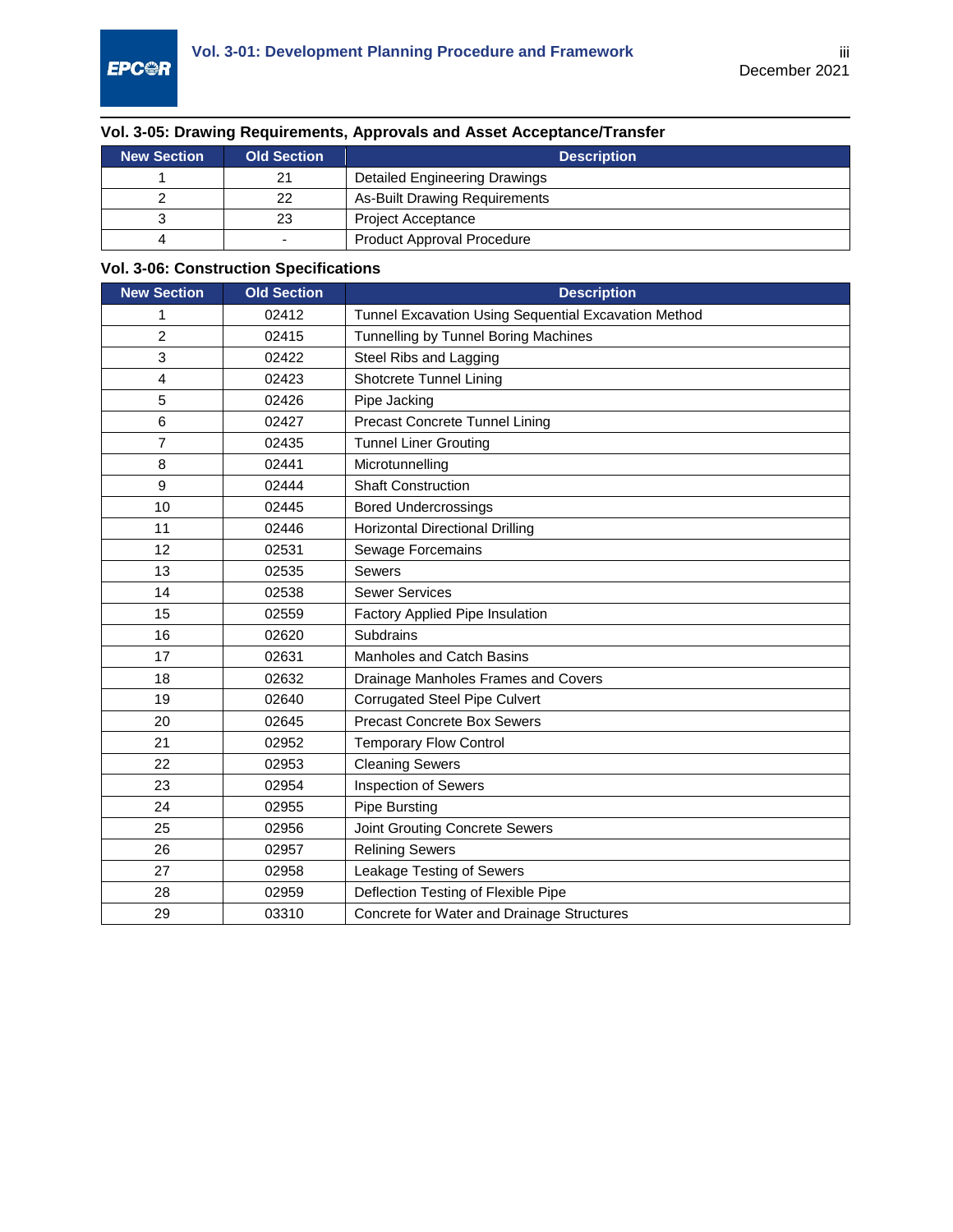### Vol. 3-05: Drawing Requirements, Approvals and Asset Acceptance/Transfer

| New Section | Old Section | Description |
|---|---|---|
| 1 | 21 | Detailed Engineering Drawings |
| 2 | 22 | As-Built Drawing Requirements |
| 3 | 23 | Project Acceptance |
| 4 | - | Product Approval Procedure |

### Vol. 3-06: Construction Specifications

| New Section | Old Section | Description |
|---|---|---|
| 1 | 02412 | Tunnel Excavation Using Sequential Excavation Method |
| 2 | 02415 | Tunnelling by Tunnel Boring Machines |
| 3 | 02422 | Steel Ribs and Lagging |
| 4 | 02423 | Shotcrete Tunnel Lining |
| 5 | 02426 | Pipe Jacking |
| 6 | 02427 | Precast Concrete Tunnel Lining |
| 7 | 02435 | Tunnel Liner Grouting |
| 8 | 02441 | Microtunnelling |
| 9 | 02444 | Shaft Construction |
| 10 | 02445 | Bored Undercrossings |
| 11 | 02446 | Horizontal Directional Drilling |
| 12 | 02531 | Sewage Forcemains |
| 13 | 02535 | Sewers |
| 14 | 02538 | Sewer Services |
| 15 | 02559 | Factory Applied Pipe Insulation |
| 16 | 02620 | Subdrains |
| 17 | 02631 | Manholes and Catch Basins |
| 18 | 02632 | Drainage Manholes Frames and Covers |
| 19 | 02640 | Corrugated Steel Pipe Culvert |
| 20 | 02645 | Precast Concrete Box Sewers |
| 21 | 02952 | Temporary Flow Control |
| 22 | 02953 | Cleaning Sewers |
| 23 | 02954 | Inspection of Sewers |
| 24 | 02955 | Pipe Bursting |
| 25 | 02956 | Joint Grouting Concrete Sewers |
| 26 | 02957 | Relining Sewers |
| 27 | 02958 | Leakage Testing of Sewers |
| 28 | 02959 | Deflection Testing of Flexible Pipe |
| 29 | 03310 | Concrete for Water and Drainage Structures |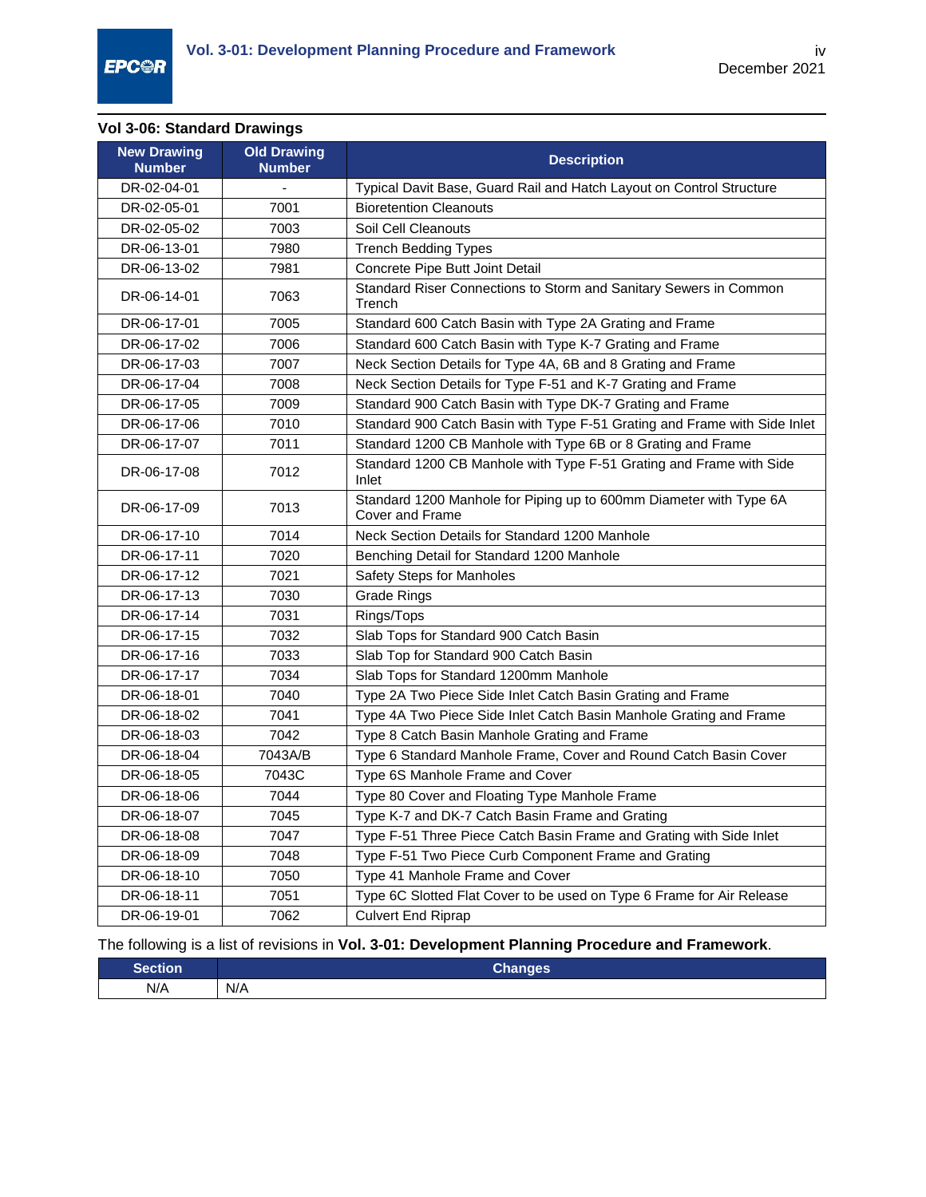**Vol 3-06: Standard Drawings**

| New Drawing Number | Old Drawing Number | Description |
|---|---|---|
| DR-02-04-01 | - | Typical Davit Base, Guard Rail and Hatch Layout on Control Structure |
| DR-02-05-01 | 7001 | Bioretention Cleanouts |
| DR-02-05-02 | 7003 | Soil Cell Cleanouts |
| DR-06-13-01 | 7980 | Trench Bedding Types |
| DR-06-13-02 | 7981 | Concrete Pipe Butt Joint Detail |
| DR-06-14-01 | 7063 | Standard Riser Connections to Storm and Sanitary Sewers in Common Trench |
| DR-06-17-01 | 7005 | Standard 600 Catch Basin with Type 2A Grating and Frame |
| DR-06-17-02 | 7006 | Standard 600 Catch Basin with Type K-7 Grating and Frame |
| DR-06-17-03 | 7007 | Neck Section Details for Type 4A, 6B and 8 Grating and Frame |
| DR-06-17-04 | 7008 | Neck Section Details for Type F-51 and K-7 Grating and Frame |
| DR-06-17-05 | 7009 | Standard 900 Catch Basin with Type DK-7 Grating and Frame |
| DR-06-17-06 | 7010 | Standard 900 Catch Basin with Type F-51 Grating and Frame with Side Inlet |
| DR-06-17-07 | 7011 | Standard 1200 CB Manhole with Type 6B or 8 Grating and Frame |
| DR-06-17-08 | 7012 | Standard 1200 CB Manhole with Type F-51 Grating and Frame with Side Inlet |
| DR-06-17-09 | 7013 | Standard 1200 Manhole for Piping up to 600mm Diameter with Type 6A Cover and Frame |
| DR-06-17-10 | 7014 | Neck Section Details for Standard 1200 Manhole |
| DR-06-17-11 | 7020 | Benching Detail for Standard 1200 Manhole |
| DR-06-17-12 | 7021 | Safety Steps for Manholes |
| DR-06-17-13 | 7030 | Grade Rings |
| DR-06-17-14 | 7031 | Rings/Tops |
| DR-06-17-15 | 7032 | Slab Tops for Standard 900 Catch Basin |
| DR-06-17-16 | 7033 | Slab Top for Standard 900 Catch Basin |
| DR-06-17-17 | 7034 | Slab Tops for Standard 1200mm Manhole |
| DR-06-18-01 | 7040 | Type 2A Two Piece Side Inlet Catch Basin Grating and Frame |
| DR-06-18-02 | 7041 | Type 4A Two Piece Side Inlet Catch Basin Manhole Grating and Frame |
| DR-06-18-03 | 7042 | Type 8 Catch Basin Manhole Grating and Frame |
| DR-06-18-04 | 7043A/B | Type 6 Standard Manhole Frame, Cover and Round Catch Basin Cover |
| DR-06-18-05 | 7043C | Type 6S Manhole Frame and Cover |
| DR-06-18-06 | 7044 | Type 80 Cover and Floating Type Manhole Frame |
| DR-06-18-07 | 7045 | Type K-7 and DK-7 Catch Basin Frame and Grating |
| DR-06-18-08 | 7047 | Type F-51 Three Piece Catch Basin Frame and Grating with Side Inlet |
| DR-06-18-09 | 7048 | Type F-51 Two Piece Curb Component Frame and Grating |
| DR-06-18-10 | 7050 | Type 41 Manhole Frame and Cover |
| DR-06-18-11 | 7051 | Type 6C Slotted Flat Cover to be used on Type 6 Frame for Air Release |
| DR-06-19-01 | 7062 | Culvert End Riprap |

The following is a list of revisions in **Vol. 3-01: Development Planning Procedure and Framework**.

| Section | Changes |
|---|---|
| N/A | N/A |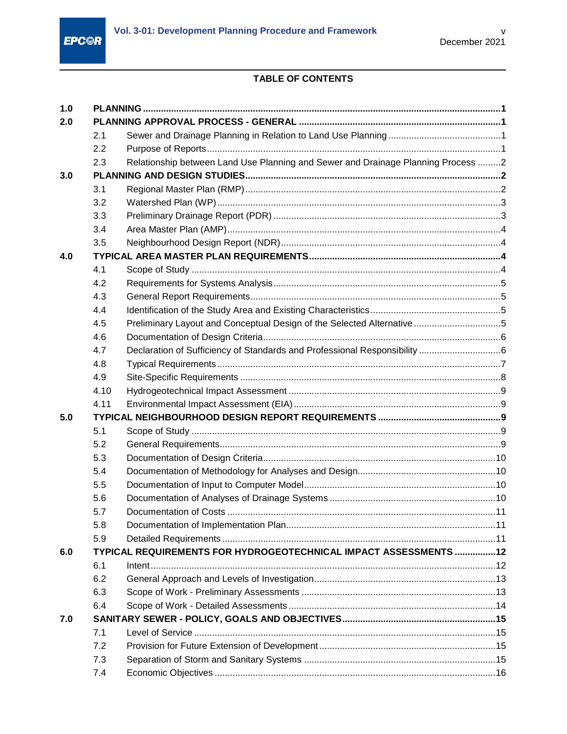## TABLE OF CONTENTS

| | | |
|---|---|---|
| **1.0** | **PLANNING** | **1** |
| **2.0** | **PLANNING APPROVAL PROCESS - GENERAL** | **1** |
| 2.1 | Sewer and Drainage Planning in Relation to Land Use Planning | 1 |
| 2.2 | Purpose of Reports | 1 |
| 2.3 | Relationship between Land Use Planning and Sewer and Drainage Planning Process | 2 |
| **3.0** | **PLANNING AND DESIGN STUDIES** | **2** |
| 3.1 | Regional Master Plan (RMP) | 2 |
| 3.2 | Watershed Plan (WP) | 3 |
| 3.3 | Preliminary Drainage Report (PDR) | 3 |
| 3.4 | Area Master Plan (AMP) | 4 |
| 3.5 | Neighbourhood Design Report (NDR) | 4 |
| **4.0** | **TYPICAL AREA MASTER PLAN REQUIREMENTS** | **4** |
| 4.1 | Scope of Study | 4 |
| 4.2 | Requirements for Systems Analysis | 5 |
| 4.3 | General Report Requirements | 5 |
| 4.4 | Identification of the Study Area and Existing Characteristics | 5 |
| 4.5 | Preliminary Layout and Conceptual Design of the Selected Alternative | 5 |
| 4.6 | Documentation of Design Criteria | 6 |
| 4.7 | Declaration of Sufficiency of Standards and Professional Responsibility | 6 |
| 4.8 | Typical Requirements | 7 |
| 4.9 | Site-Specific Requirements | 8 |
| 4.10 | Hydrogeotechnical Impact Assessment | 9 |
| 4.11 | Environmental Impact Assessment (EIA) | 9 |
| **5.0** | **TYPICAL NEIGHBOURHOOD DESIGN REPORT REQUIREMENTS** | **9** |
| 5.1 | Scope of Study | 9 |
| 5.2 | General Requirements | 9 |
| 5.3 | Documentation of Design Criteria | 10 |
| 5.4 | Documentation of Methodology for Analyses and Design | 10 |
| 5.5 | Documentation of Input to Computer Model | 10 |
| 5.6 | Documentation of Analyses of Drainage Systems | 10 |
| 5.7 | Documentation of Costs | 11 |
| 5.8 | Documentation of Implementation Plan | 11 |
| 5.9 | Detailed Requirements | 11 |
| **6.0** | **TYPICAL REQUIREMENTS FOR HYDROGEOTECHNICAL IMPACT ASSESSMENTS** | **12** |
| 6.1 | Intent | 12 |
| 6.2 | General Approach and Levels of Investigation | 13 |
| 6.3 | Scope of Work - Preliminary Assessments | 13 |
| 6.4 | Scope of Work - Detailed Assessments | 14 |
| **7.0** | **SANITARY SEWER - POLICY, GOALS AND OBJECTIVES** | **15** |
| 7.1 | Level of Service | 15 |
| 7.2 | Provision for Future Extension of Development | 15 |
| 7.3 | Separation of Storm and Sanitary Systems | 15 |
| 7.4 | Economic Objectives | 16 |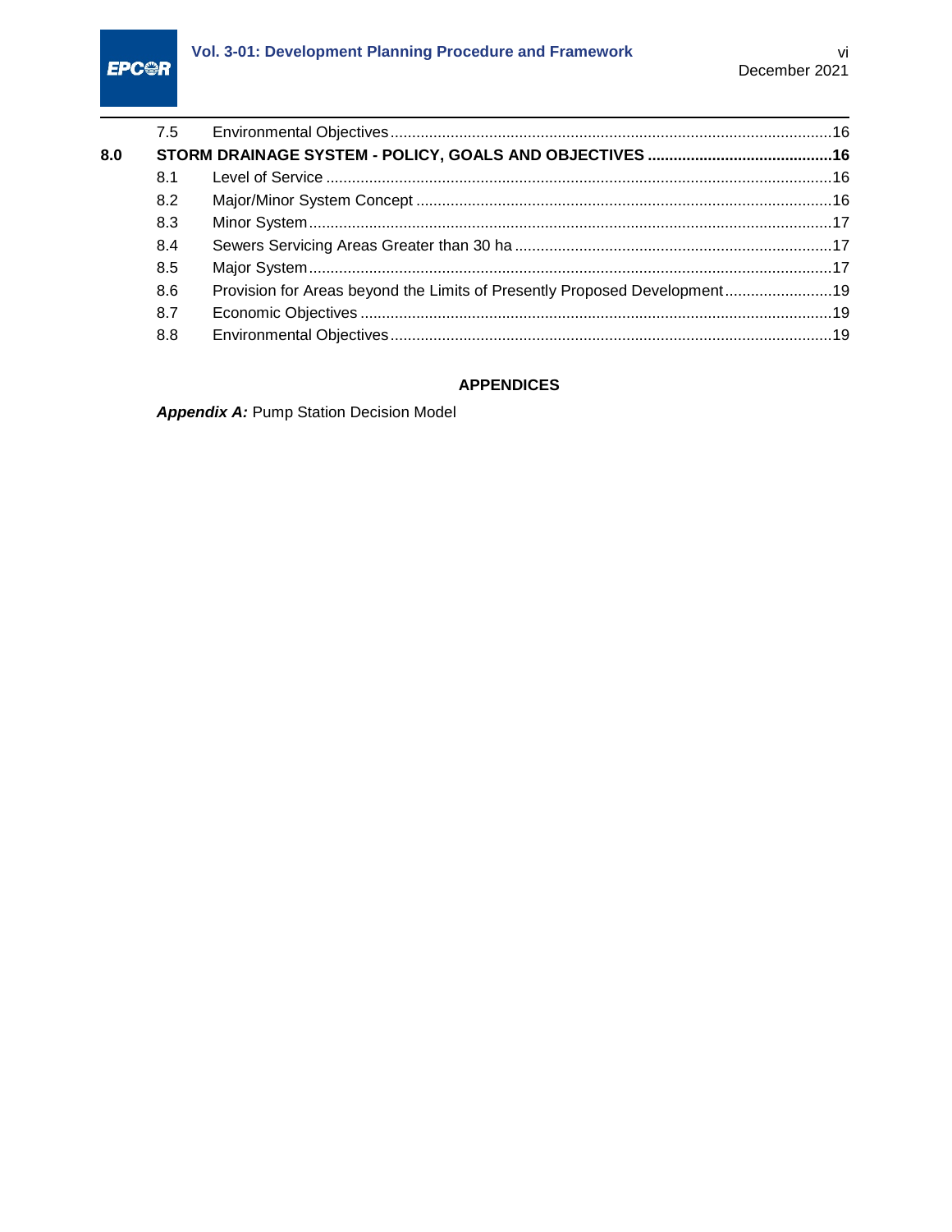| | | |
|---|---|---|
| 7.5 | Environmental Objectives | 16 |
| **8.0** | **STORM DRAINAGE SYSTEM - POLICY, GOALS AND OBJECTIVES** | **16** |
| 8.1 | Level of Service | 16 |
| 8.2 | Major/Minor System Concept | 16 |
| 8.3 | Minor System | 17 |
| 8.4 | Sewers Servicing Areas Greater than 30 ha | 17 |
| 8.5 | Major System | 17 |
| 8.6 | Provision for Areas beyond the Limits of Presently Proposed Development | 19 |
| 8.7 | Economic Objectives | 19 |
| 8.8 | Environmental Objectives | 19 |

**APPENDICES**

***Appendix A:*** Pump Station Decision Model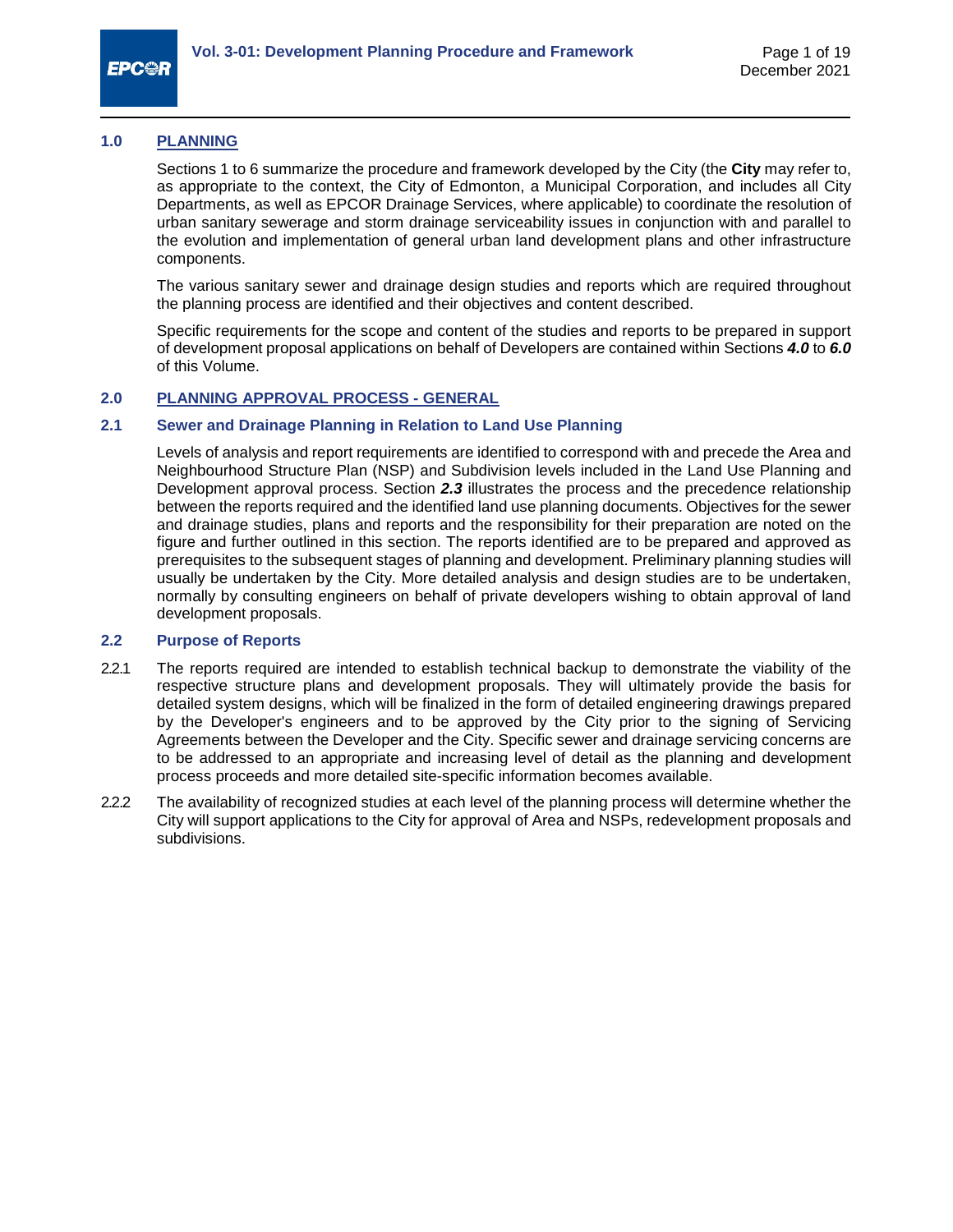## 1.0 PLANNING

Sections 1 to 6 summarize the procedure and framework developed by the City (the **City** may refer to, as appropriate to the context, the City of Edmonton, a Municipal Corporation, and includes all City Departments, as well as EPCOR Drainage Services, where applicable) to coordinate the resolution of urban sanitary sewerage and storm drainage serviceability issues in conjunction with and parallel to the evolution and implementation of general urban land development plans and other infrastructure components.

The various sanitary sewer and drainage design studies and reports which are required throughout the planning process are identified and their objectives and content described.

Specific requirements for the scope and content of the studies and reports to be prepared in support of development proposal applications on behalf of Developers are contained within Sections ***4.0*** to ***6.0*** of this Volume.

## 2.0 PLANNING APPROVAL PROCESS - GENERAL

### 2.1 Sewer and Drainage Planning in Relation to Land Use Planning

Levels of analysis and report requirements are identified to correspond with and precede the Area and Neighbourhood Structure Plan (NSP) and Subdivision levels included in the Land Use Planning and Development approval process. Section ***2.3*** illustrates the process and the precedence relationship between the reports required and the identified land use planning documents. Objectives for the sewer and drainage studies, plans and reports and the responsibility for their preparation are noted on the figure and further outlined in this section. The reports identified are to be prepared and approved as prerequisites to the subsequent stages of planning and development. Preliminary planning studies will usually be undertaken by the City. More detailed analysis and design studies are to be undertaken, normally by consulting engineers on behalf of private developers wishing to obtain approval of land development proposals.

### 2.2 Purpose of Reports

2.2.1 The reports required are intended to establish technical backup to demonstrate the viability of the respective structure plans and development proposals. They will ultimately provide the basis for detailed system designs, which will be finalized in the form of detailed engineering drawings prepared by the Developer's engineers and to be approved by the City prior to the signing of Servicing Agreements between the Developer and the City. Specific sewer and drainage servicing concerns are to be addressed to an appropriate and increasing level of detail as the planning and development process proceeds and more detailed site-specific information becomes available.

2.2.2 The availability of recognized studies at each level of the planning process will determine whether the City will support applications to the City for approval of Area and NSPs, redevelopment proposals and subdivisions.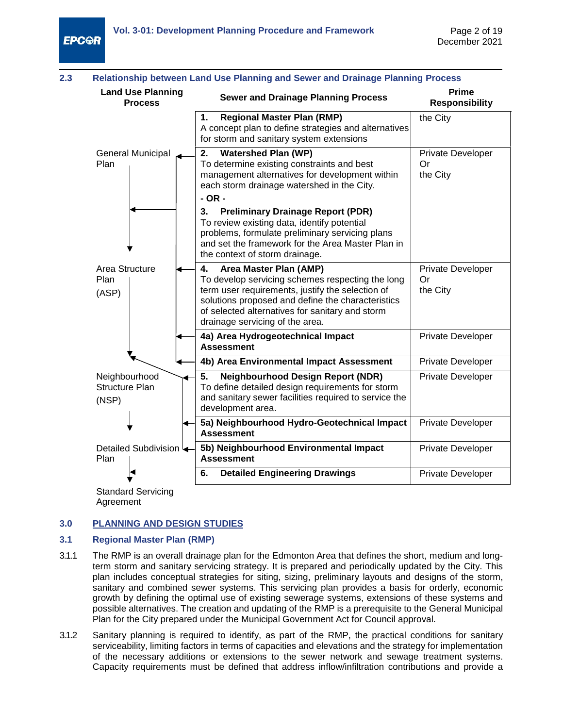### 2.3 Relationship between Land Use Planning and Sewer and Drainage Planning Process

| Land Use Planning Process | Sewer and Drainage Planning Process | Prime Responsibility |
|---|---|---|
| | **1. Regional Master Plan (RMP)**<br>A concept plan to define strategies and alternatives for storm and sanitary system extensions | the City |
| General Municipal Plan | **2. Watershed Plan (WP)**<br>To determine existing constraints and best management alternatives for development within each storm drainage watershed in the City.<br>**- OR -**<br>**3. Preliminary Drainage Report (PDR)**<br>To review existing data, identify potential problems, formulate preliminary servicing plans and set the framework for the Area Master Plan in the context of storm drainage. | Private Developer Or the City |
| Area Structure Plan (ASP) | **4. Area Master Plan (AMP)**<br>To develop servicing schemes respecting the long term user requirements, justify the selection of solutions proposed and define the characteristics of selected alternatives for sanitary and storm drainage servicing of the area. | Private Developer Or the City |
| | **4a) Area Hydrogeotechnical Impact Assessment** | Private Developer |
| | **4b) Area Environmental Impact Assessment** | Private Developer |
| Neighbourhood Structure Plan (NSP) | **5. Neighbourhood Design Report (NDR)**<br>To define detailed design requirements for storm and sanitary sewer facilities required to service the development area. | Private Developer |
| | **5a) Neighbourhood Hydro-Geotechnical Impact Assessment** | Private Developer |
| Detailed Subdivision Plan | **5b) Neighbourhood Environmental Impact Assessment** | Private Developer |
| | **6. Detailed Engineering Drawings** | Private Developer |
| Standard Servicing Agreement | | |

## 3.0 PLANNING AND DESIGN STUDIES

### 3.1 Regional Master Plan (RMP)

3.1.1 The RMP is an overall drainage plan for the Edmonton Area that defines the short, medium and long-term storm and sanitary servicing strategy. It is prepared and periodically updated by the City. This plan includes conceptual strategies for siting, sizing, preliminary layouts and designs of the storm, sanitary and combined sewer systems. This servicing plan provides a basis for orderly, economic growth by defining the optimal use of existing sewerage systems, extensions of these systems and possible alternatives. The creation and updating of the RMP is a prerequisite to the General Municipal Plan for the City prepared under the Municipal Government Act for Council approval.

3.1.2 Sanitary planning is required to identify, as part of the RMP, the practical conditions for sanitary serviceability, limiting factors in terms of capacities and elevations and the strategy for implementation of the necessary additions or extensions to the sewer network and sewage treatment systems. Capacity requirements must be defined that address inflow/infiltration contributions and provide a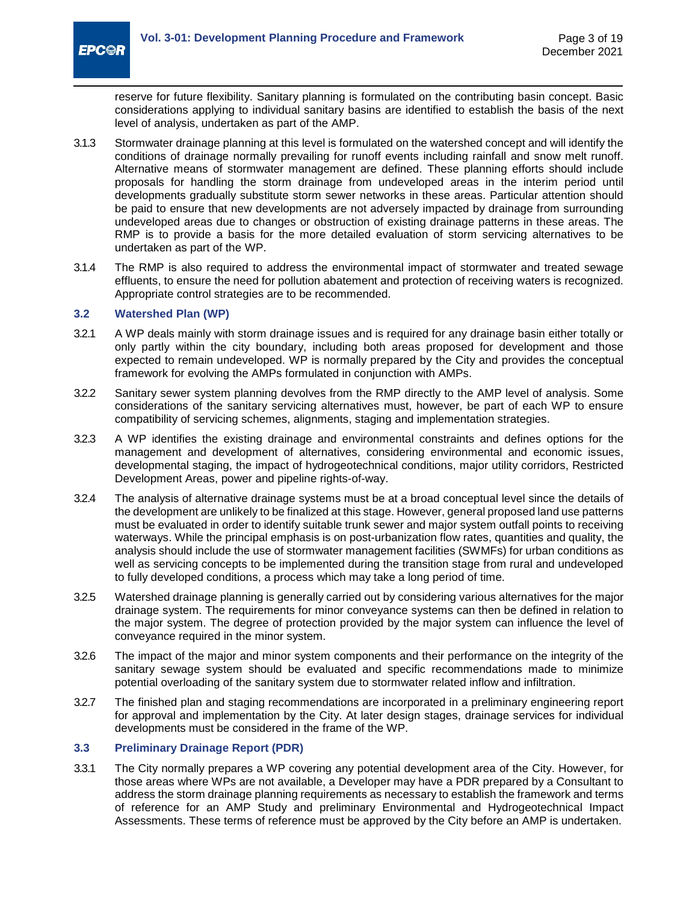reserve for future flexibility. Sanitary planning is formulated on the contributing basin concept. Basic considerations applying to individual sanitary basins are identified to establish the basis of the next level of analysis, undertaken as part of the AMP.

3.1.3 Stormwater drainage planning at this level is formulated on the watershed concept and will identify the conditions of drainage normally prevailing for runoff events including rainfall and snow melt runoff. Alternative means of stormwater management are defined. These planning efforts should include proposals for handling the storm drainage from undeveloped areas in the interim period until developments gradually substitute storm sewer networks in these areas. Particular attention should be paid to ensure that new developments are not adversely impacted by drainage from surrounding undeveloped areas due to changes or obstruction of existing drainage patterns in these areas. The RMP is to provide a basis for the more detailed evaluation of storm servicing alternatives to be undertaken as part of the WP.

3.1.4 The RMP is also required to address the environmental impact of stormwater and treated sewage effluents, to ensure the need for pollution abatement and protection of receiving waters is recognized. Appropriate control strategies are to be recommended.

### 3.2 Watershed Plan (WP)

3.2.1 A WP deals mainly with storm drainage issues and is required for any drainage basin either totally or only partly within the city boundary, including both areas proposed for development and those expected to remain undeveloped. WP is normally prepared by the City and provides the conceptual framework for evolving the AMPs formulated in conjunction with AMPs.

3.2.2 Sanitary sewer system planning devolves from the RMP directly to the AMP level of analysis. Some considerations of the sanitary servicing alternatives must, however, be part of each WP to ensure compatibility of servicing schemes, alignments, staging and implementation strategies.

3.2.3 A WP identifies the existing drainage and environmental constraints and defines options for the management and development of alternatives, considering environmental and economic issues, developmental staging, the impact of hydrogeotechnical conditions, major utility corridors, Restricted Development Areas, power and pipeline rights-of-way.

3.2.4 The analysis of alternative drainage systems must be at a broad conceptual level since the details of the development are unlikely to be finalized at this stage. However, general proposed land use patterns must be evaluated in order to identify suitable trunk sewer and major system outfall points to receiving waterways. While the principal emphasis is on post-urbanization flow rates, quantities and quality, the analysis should include the use of stormwater management facilities (SWMFs) for urban conditions as well as servicing concepts to be implemented during the transition stage from rural and undeveloped to fully developed conditions, a process which may take a long period of time.

3.2.5 Watershed drainage planning is generally carried out by considering various alternatives for the major drainage system. The requirements for minor conveyance systems can then be defined in relation to the major system. The degree of protection provided by the major system can influence the level of conveyance required in the minor system.

3.2.6 The impact of the major and minor system components and their performance on the integrity of the sanitary sewage system should be evaluated and specific recommendations made to minimize potential overloading of the sanitary system due to stormwater related inflow and infiltration.

3.2.7 The finished plan and staging recommendations are incorporated in a preliminary engineering report for approval and implementation by the City. At later design stages, drainage services for individual developments must be considered in the frame of the WP.

### 3.3 Preliminary Drainage Report (PDR)

3.3.1 The City normally prepares a WP covering any potential development area of the City. However, for those areas where WPs are not available, a Developer may have a PDR prepared by a Consultant to address the storm drainage planning requirements as necessary to establish the framework and terms of reference for an AMP Study and preliminary Environmental and Hydrogeotechnical Impact Assessments. These terms of reference must be approved by the City before an AMP is undertaken.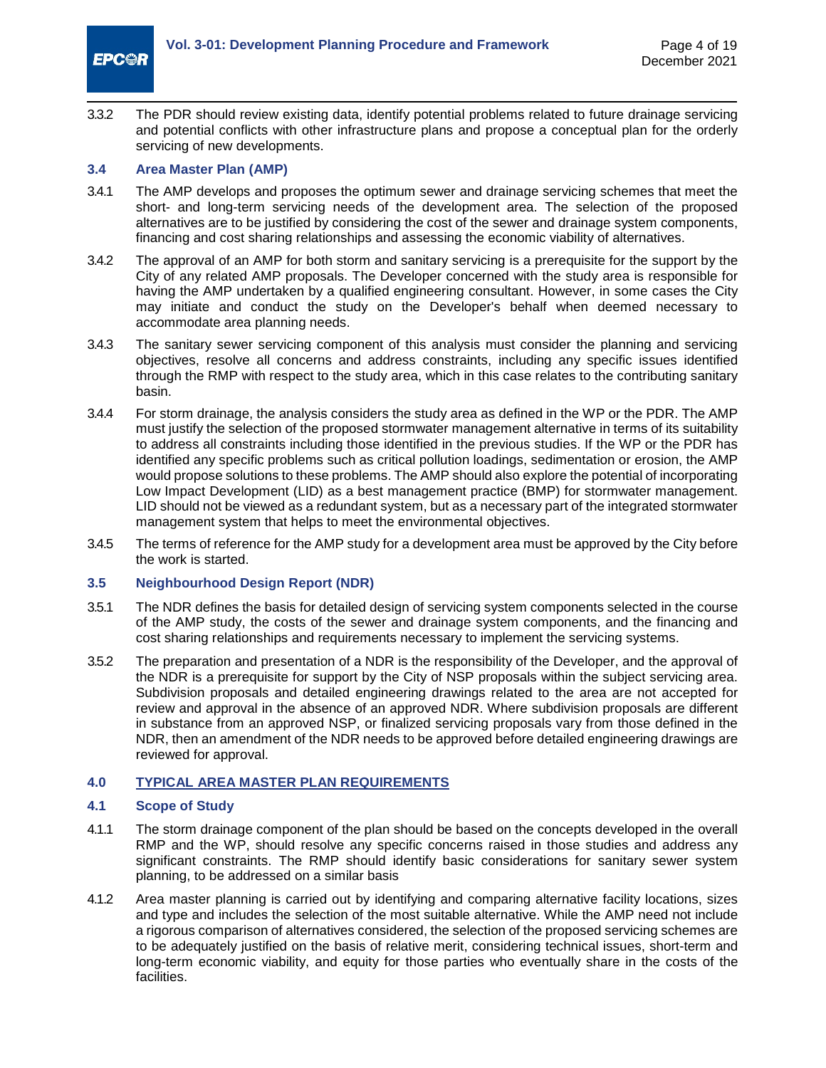3.3.2 The PDR should review existing data, identify potential problems related to future drainage servicing and potential conflicts with other infrastructure plans and propose a conceptual plan for the orderly servicing of new developments.

### 3.4 Area Master Plan (AMP)

3.4.1 The AMP develops and proposes the optimum sewer and drainage servicing schemes that meet the short- and long-term servicing needs of the development area. The selection of the proposed alternatives are to be justified by considering the cost of the sewer and drainage system components, financing and cost sharing relationships and assessing the economic viability of alternatives.

3.4.2 The approval of an AMP for both storm and sanitary servicing is a prerequisite for the support by the City of any related AMP proposals. The Developer concerned with the study area is responsible for having the AMP undertaken by a qualified engineering consultant. However, in some cases the City may initiate and conduct the study on the Developer's behalf when deemed necessary to accommodate area planning needs.

3.4.3 The sanitary sewer servicing component of this analysis must consider the planning and servicing objectives, resolve all concerns and address constraints, including any specific issues identified through the RMP with respect to the study area, which in this case relates to the contributing sanitary basin.

3.4.4 For storm drainage, the analysis considers the study area as defined in the WP or the PDR. The AMP must justify the selection of the proposed stormwater management alternative in terms of its suitability to address all constraints including those identified in the previous studies. If the WP or the PDR has identified any specific problems such as critical pollution loadings, sedimentation or erosion, the AMP would propose solutions to these problems. The AMP should also explore the potential of incorporating Low Impact Development (LID) as a best management practice (BMP) for stormwater management. LID should not be viewed as a redundant system, but as a necessary part of the integrated stormwater management system that helps to meet the environmental objectives.

3.4.5 The terms of reference for the AMP study for a development area must be approved by the City before the work is started.

### 3.5 Neighbourhood Design Report (NDR)

3.5.1 The NDR defines the basis for detailed design of servicing system components selected in the course of the AMP study, the costs of the sewer and drainage system components, and the financing and cost sharing relationships and requirements necessary to implement the servicing systems.

3.5.2 The preparation and presentation of a NDR is the responsibility of the Developer, and the approval of the NDR is a prerequisite for support by the City of NSP proposals within the subject servicing area. Subdivision proposals and detailed engineering drawings related to the area are not accepted for review and approval in the absence of an approved NDR. Where subdivision proposals are different in substance from an approved NSP, or finalized servicing proposals vary from those defined in the NDR, then an amendment of the NDR needs to be approved before detailed engineering drawings are reviewed for approval.

## 4.0 TYPICAL AREA MASTER PLAN REQUIREMENTS

### 4.1 Scope of Study

4.1.1 The storm drainage component of the plan should be based on the concepts developed in the overall RMP and the WP, should resolve any specific concerns raised in those studies and address any significant constraints. The RMP should identify basic considerations for sanitary sewer system planning, to be addressed on a similar basis

4.1.2 Area master planning is carried out by identifying and comparing alternative facility locations, sizes and type and includes the selection of the most suitable alternative. While the AMP need not include a rigorous comparison of alternatives considered, the selection of the proposed servicing schemes are to be adequately justified on the basis of relative merit, considering technical issues, short-term and long-term economic viability, and equity for those parties who eventually share in the costs of the facilities.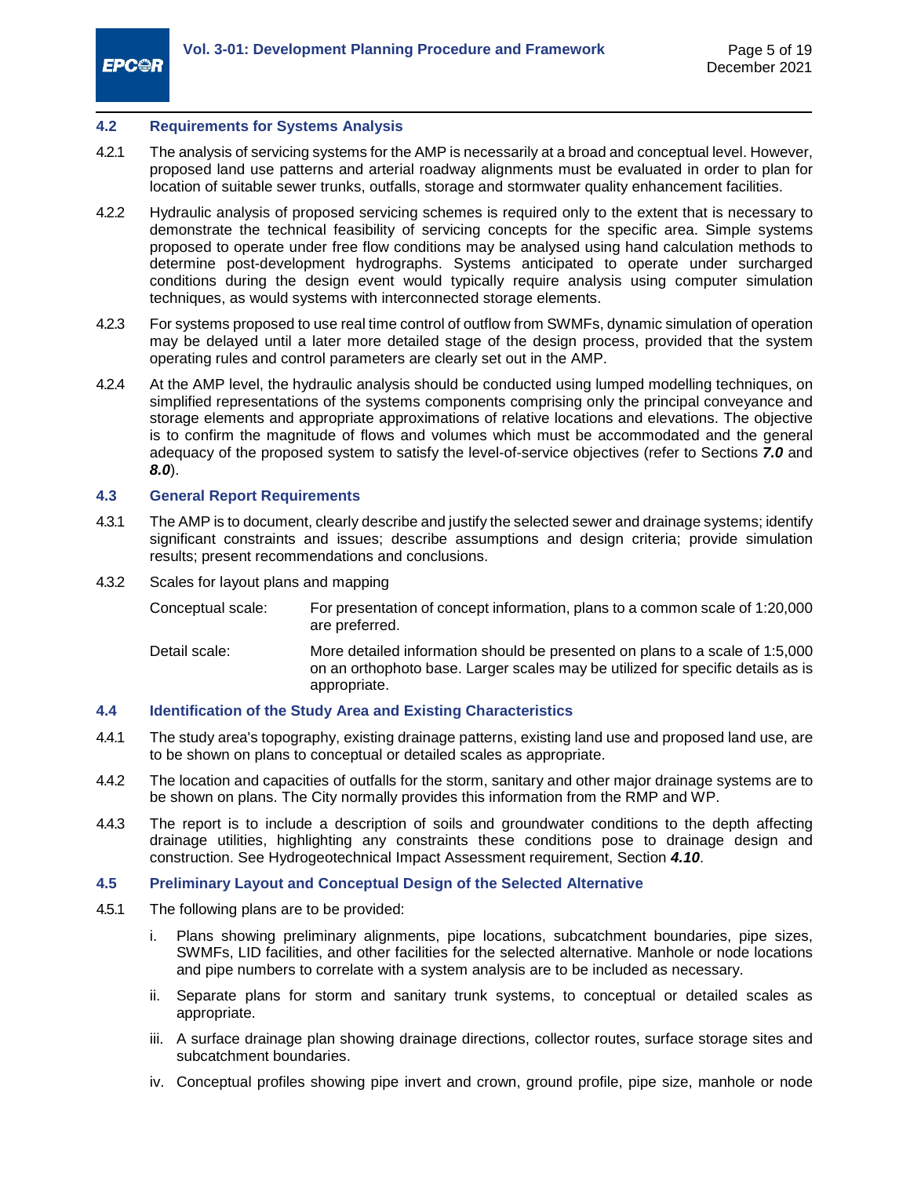### 4.2 Requirements for Systems Analysis

4.2.1 The analysis of servicing systems for the AMP is necessarily at a broad and conceptual level. However, proposed land use patterns and arterial roadway alignments must be evaluated in order to plan for location of suitable sewer trunks, outfalls, storage and stormwater quality enhancement facilities.

4.2.2 Hydraulic analysis of proposed servicing schemes is required only to the extent that is necessary to demonstrate the technical feasibility of servicing concepts for the specific area. Simple systems proposed to operate under free flow conditions may be analysed using hand calculation methods to determine post-development hydrographs. Systems anticipated to operate under surcharged conditions during the design event would typically require analysis using computer simulation techniques, as would systems with interconnected storage elements.

4.2.3 For systems proposed to use real time control of outflow from SWMFs, dynamic simulation of operation may be delayed until a later more detailed stage of the design process, provided that the system operating rules and control parameters are clearly set out in the AMP.

4.2.4 At the AMP level, the hydraulic analysis should be conducted using lumped modelling techniques, on simplified representations of the systems components comprising only the principal conveyance and storage elements and appropriate approximations of relative locations and elevations. The objective is to confirm the magnitude of flows and volumes which must be accommodated and the general adequacy of the proposed system to satisfy the level-of-service objectives (refer to Sections ***7.0*** and ***8.0***).

### 4.3 General Report Requirements

4.3.1 The AMP is to document, clearly describe and justify the selected sewer and drainage systems; identify significant constraints and issues; describe assumptions and design criteria; provide simulation results; present recommendations and conclusions.

4.3.2 Scales for layout plans and mapping

Conceptual scale: For presentation of concept information, plans to a common scale of 1:20,000 are preferred.

Detail scale: More detailed information should be presented on plans to a scale of 1:5,000 on an orthophoto base. Larger scales may be utilized for specific details as is appropriate.

### 4.4 Identification of the Study Area and Existing Characteristics

4.4.1 The study area's topography, existing drainage patterns, existing land use and proposed land use, are to be shown on plans to conceptual or detailed scales as appropriate.

4.4.2 The location and capacities of outfalls for the storm, sanitary and other major drainage systems are to be shown on plans. The City normally provides this information from the RMP and WP.

4.4.3 The report is to include a description of soils and groundwater conditions to the depth affecting drainage utilities, highlighting any constraints these conditions pose to drainage design and construction. See Hydrogeotechnical Impact Assessment requirement, Section ***4.10***.

### 4.5 Preliminary Layout and Conceptual Design of the Selected Alternative

4.5.1 The following plans are to be provided:

i. Plans showing preliminary alignments, pipe locations, subcatchment boundaries, pipe sizes, SWMFs, LID facilities, and other facilities for the selected alternative. Manhole or node locations and pipe numbers to correlate with a system analysis are to be included as necessary.

ii. Separate plans for storm and sanitary trunk systems, to conceptual or detailed scales as appropriate.

iii. A surface drainage plan showing drainage directions, collector routes, surface storage sites and subcatchment boundaries.

iv. Conceptual profiles showing pipe invert and crown, ground profile, pipe size, manhole or node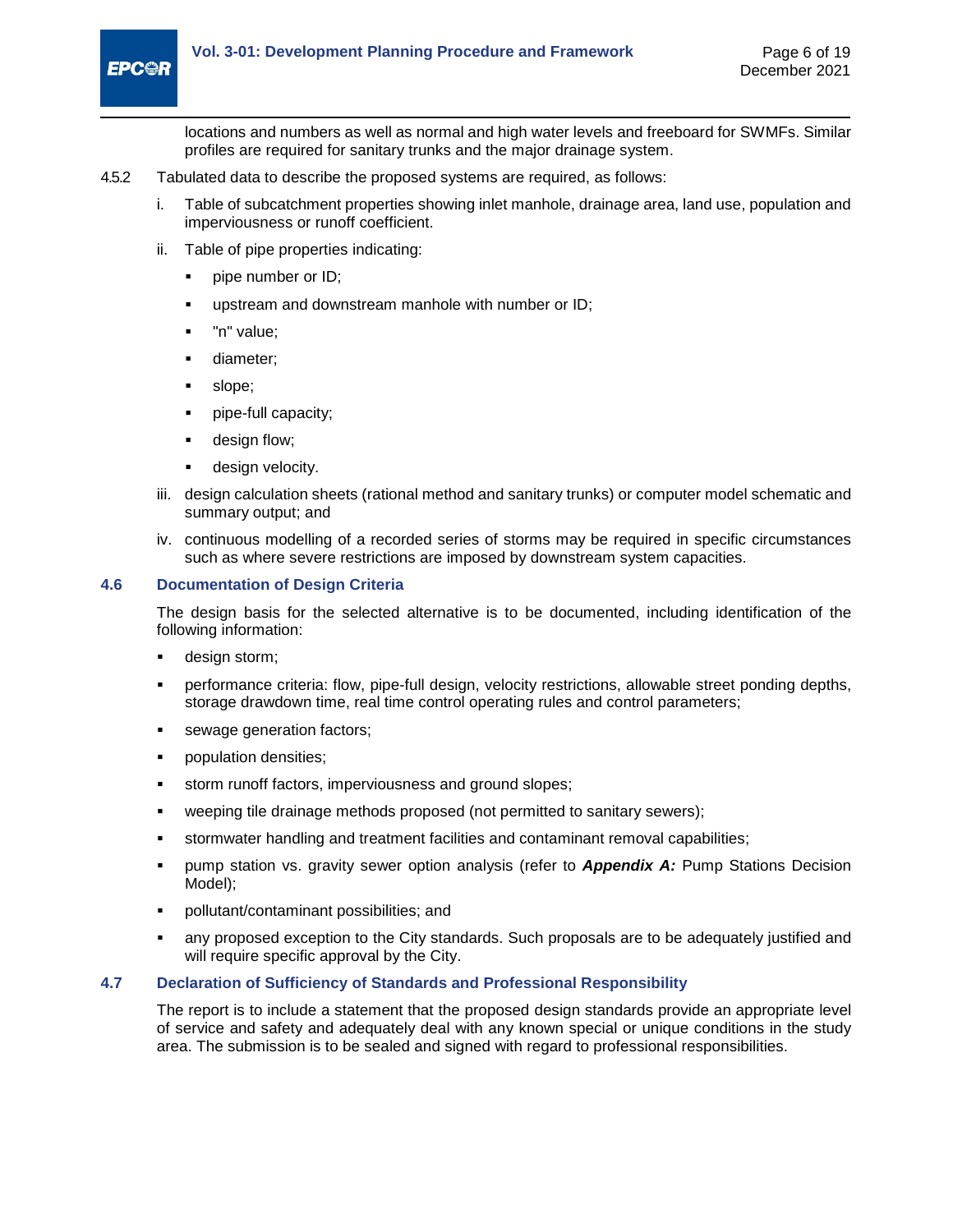locations and numbers as well as normal and high water levels and freeboard for SWMFs. Similar profiles are required for sanitary trunks and the major drainage system.

4.5.2 Tabulated data to describe the proposed systems are required, as follows:

i. Table of subcatchment properties showing inlet manhole, drainage area, land use, population and imperviousness or runoff coefficient.

ii. Table of pipe properties indicating:

- pipe number or ID;
- upstream and downstream manhole with number or ID;
- "n" value;
- diameter;
- slope;
- pipe-full capacity;
- design flow;
- design velocity.

iii. design calculation sheets (rational method and sanitary trunks) or computer model schematic and summary output; and

iv. continuous modelling of a recorded series of storms may be required in specific circumstances such as where severe restrictions are imposed by downstream system capacities.

### 4.6 Documentation of Design Criteria

The design basis for the selected alternative is to be documented, including identification of the following information:

- design storm;
- performance criteria: flow, pipe-full design, velocity restrictions, allowable street ponding depths, storage drawdown time, real time control operating rules and control parameters;
- sewage generation factors;
- population densities;
- storm runoff factors, imperviousness and ground slopes;
- weeping tile drainage methods proposed (not permitted to sanitary sewers);
- stormwater handling and treatment facilities and contaminant removal capabilities;
- pump station vs. gravity sewer option analysis (refer to ***Appendix A:*** Pump Stations Decision Model);
- pollutant/contaminant possibilities; and
- any proposed exception to the City standards. Such proposals are to be adequately justified and will require specific approval by the City.

### 4.7 Declaration of Sufficiency of Standards and Professional Responsibility

The report is to include a statement that the proposed design standards provide an appropriate level of service and safety and adequately deal with any known special or unique conditions in the study area. The submission is to be sealed and signed with regard to professional responsibilities.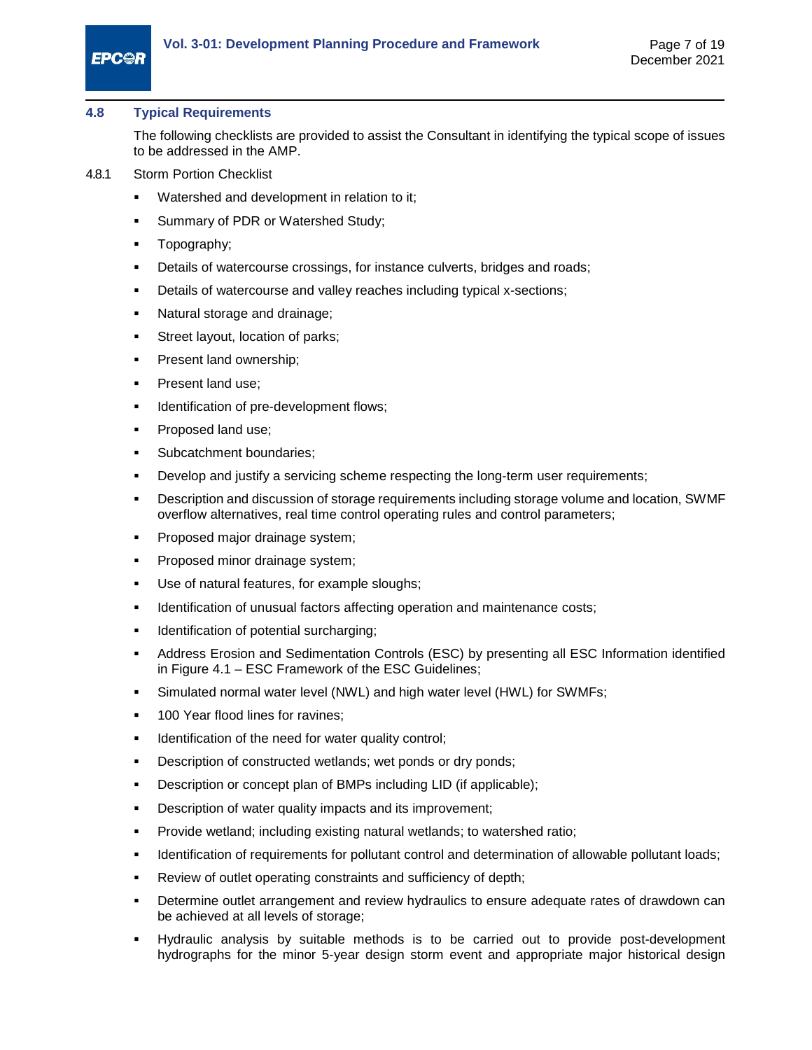### 4.8 Typical Requirements

The following checklists are provided to assist the Consultant in identifying the typical scope of issues to be addressed in the AMP.

4.8.1 Storm Portion Checklist

- Watershed and development in relation to it;
- Summary of PDR or Watershed Study;
- Topography;
- Details of watercourse crossings, for instance culverts, bridges and roads;
- Details of watercourse and valley reaches including typical x-sections;
- Natural storage and drainage;
- Street layout, location of parks;
- Present land ownership;
- Present land use;
- Identification of pre-development flows;
- Proposed land use;
- Subcatchment boundaries;
- Develop and justify a servicing scheme respecting the long-term user requirements;
- Description and discussion of storage requirements including storage volume and location, SWMF overflow alternatives, real time control operating rules and control parameters;
- Proposed major drainage system;
- Proposed minor drainage system;
- Use of natural features, for example sloughs;
- Identification of unusual factors affecting operation and maintenance costs;
- Identification of potential surcharging;
- Address Erosion and Sedimentation Controls (ESC) by presenting all ESC Information identified in Figure 4.1 – ESC Framework of the ESC Guidelines;
- Simulated normal water level (NWL) and high water level (HWL) for SWMFs;
- 100 Year flood lines for ravines;
- Identification of the need for water quality control;
- Description of constructed wetlands; wet ponds or dry ponds;
- Description or concept plan of BMPs including LID (if applicable);
- Description of water quality impacts and its improvement;
- Provide wetland; including existing natural wetlands; to watershed ratio;
- Identification of requirements for pollutant control and determination of allowable pollutant loads;
- Review of outlet operating constraints and sufficiency of depth;
- Determine outlet arrangement and review hydraulics to ensure adequate rates of drawdown can be achieved at all levels of storage;
- Hydraulic analysis by suitable methods is to be carried out to provide post-development hydrographs for the minor 5-year design storm event and appropriate major historical design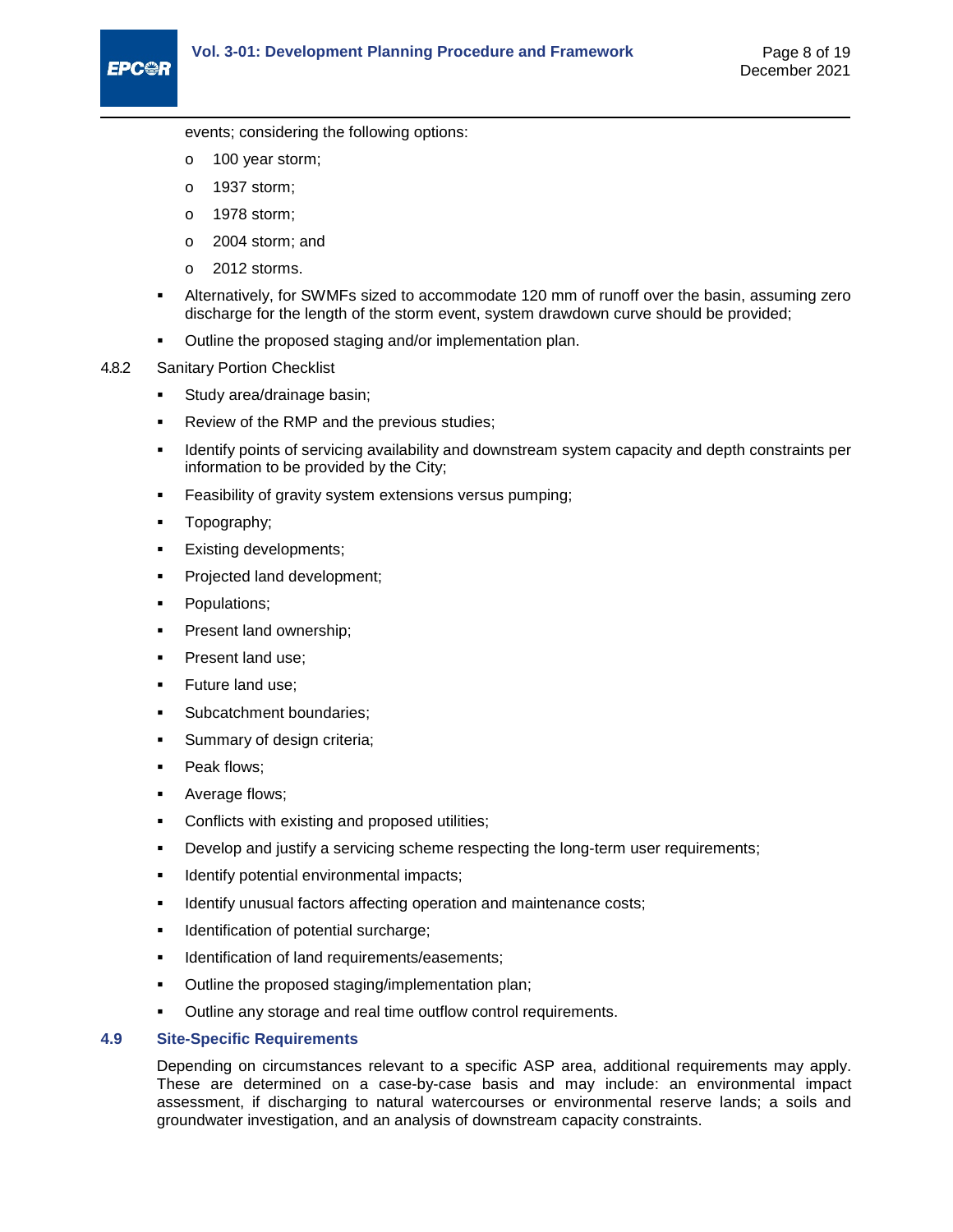events; considering the following options:

  - 100 year storm;
  - 1937 storm;
  - 1978 storm;
  - 2004 storm; and
  - 2012 storms.

- Alternatively, for SWMFs sized to accommodate 120 mm of runoff over the basin, assuming zero discharge for the length of the storm event, system drawdown curve should be provided;
- Outline the proposed staging and/or implementation plan.

4.8.2 Sanitary Portion Checklist

- Study area/drainage basin;
- Review of the RMP and the previous studies;
- Identify points of servicing availability and downstream system capacity and depth constraints per information to be provided by the City;
- Feasibility of gravity system extensions versus pumping;
- Topography;
- Existing developments;
- Projected land development;
- Populations;
- Present land ownership;
- Present land use;
- Future land use;
- Subcatchment boundaries;
- Summary of design criteria;
- Peak flows;
- Average flows;
- Conflicts with existing and proposed utilities;
- Develop and justify a servicing scheme respecting the long-term user requirements;
- Identify potential environmental impacts;
- Identify unusual factors affecting operation and maintenance costs;
- Identification of potential surcharge;
- Identification of land requirements/easements;
- Outline the proposed staging/implementation plan;
- Outline any storage and real time outflow control requirements.

### 4.9 Site-Specific Requirements

Depending on circumstances relevant to a specific ASP area, additional requirements may apply. These are determined on a case-by-case basis and may include: an environmental impact assessment, if discharging to natural watercourses or environmental reserve lands; a soils and groundwater investigation, and an analysis of downstream capacity constraints.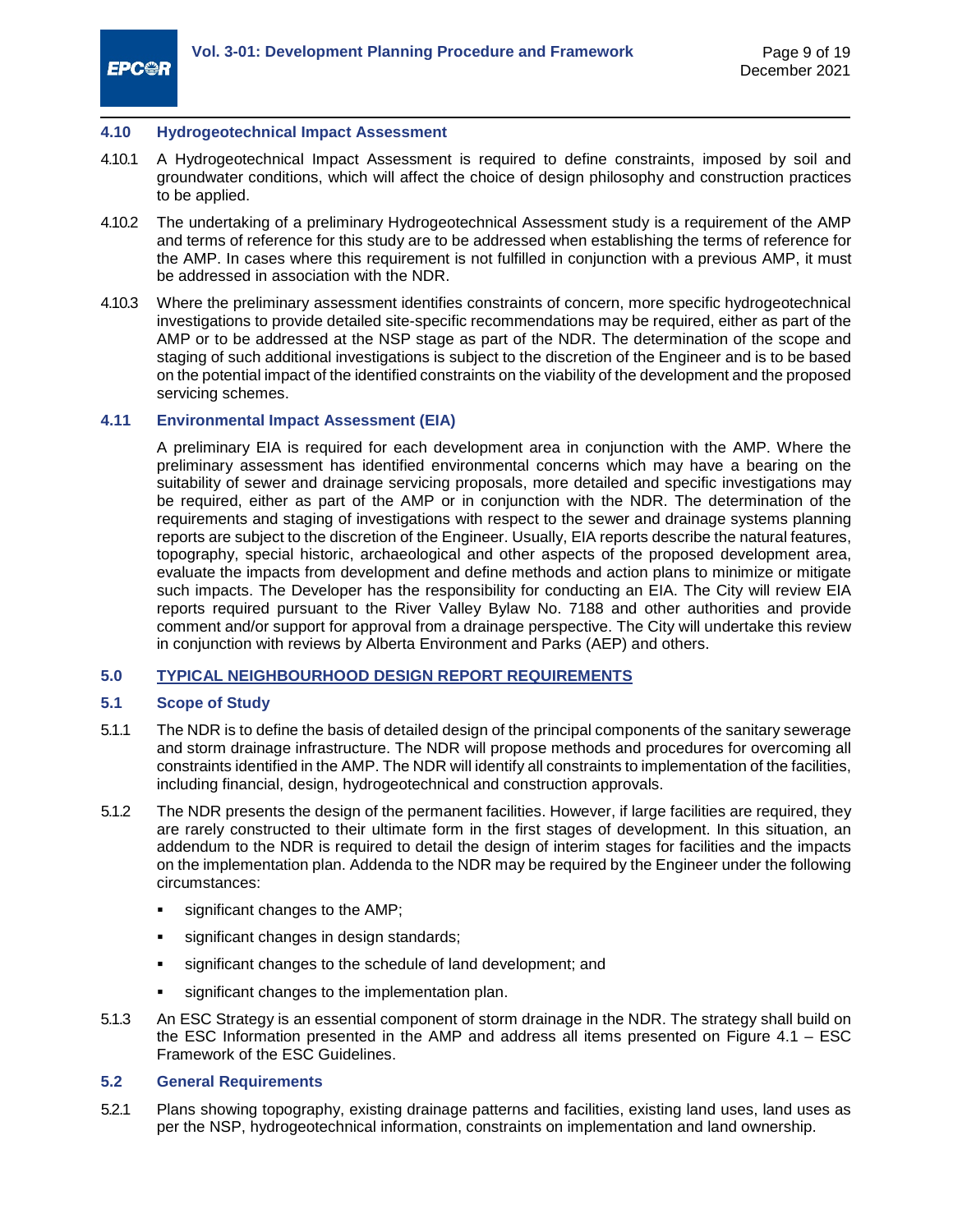### 4.10 Hydrogeotechnical Impact Assessment

4.10.1 A Hydrogeotechnical Impact Assessment is required to define constraints, imposed by soil and groundwater conditions, which will affect the choice of design philosophy and construction practices to be applied.

4.10.2 The undertaking of a preliminary Hydrogeotechnical Assessment study is a requirement of the AMP and terms of reference for this study are to be addressed when establishing the terms of reference for the AMP. In cases where this requirement is not fulfilled in conjunction with a previous AMP, it must be addressed in association with the NDR.

4.10.3 Where the preliminary assessment identifies constraints of concern, more specific hydrogeotechnical investigations to provide detailed site-specific recommendations may be required, either as part of the AMP or to be addressed at the NSP stage as part of the NDR. The determination of the scope and staging of such additional investigations is subject to the discretion of the Engineer and is to be based on the potential impact of the identified constraints on the viability of the development and the proposed servicing schemes.

### 4.11 Environmental Impact Assessment (EIA)

A preliminary EIA is required for each development area in conjunction with the AMP. Where the preliminary assessment has identified environmental concerns which may have a bearing on the suitability of sewer and drainage servicing proposals, more detailed and specific investigations may be required, either as part of the AMP or in conjunction with the NDR. The determination of the requirements and staging of investigations with respect to the sewer and drainage systems planning reports are subject to the discretion of the Engineer. Usually, EIA reports describe the natural features, topography, special historic, archaeological and other aspects of the proposed development area, evaluate the impacts from development and define methods and action plans to minimize or mitigate such impacts. The Developer has the responsibility for conducting an EIA. The City will review EIA reports required pursuant to the River Valley Bylaw No. 7188 and other authorities and provide comment and/or support for approval from a drainage perspective. The City will undertake this review in conjunction with reviews by Alberta Environment and Parks (AEP) and others.

## 5.0 TYPICAL NEIGHBOURHOOD DESIGN REPORT REQUIREMENTS

### 5.1 Scope of Study

5.1.1 The NDR is to define the basis of detailed design of the principal components of the sanitary sewerage and storm drainage infrastructure. The NDR will propose methods and procedures for overcoming all constraints identified in the AMP. The NDR will identify all constraints to implementation of the facilities, including financial, design, hydrogeotechnical and construction approvals.

5.1.2 The NDR presents the design of the permanent facilities. However, if large facilities are required, they are rarely constructed to their ultimate form in the first stages of development. In this situation, an addendum to the NDR is required to detail the design of interim stages for facilities and the impacts on the implementation plan. Addenda to the NDR may be required by the Engineer under the following circumstances:

- significant changes to the AMP;
- significant changes in design standards;
- significant changes to the schedule of land development; and
- significant changes to the implementation plan.

5.1.3 An ESC Strategy is an essential component of storm drainage in the NDR. The strategy shall build on the ESC Information presented in the AMP and address all items presented on Figure 4.1 – ESC Framework of the ESC Guidelines.

### 5.2 General Requirements

5.2.1 Plans showing topography, existing drainage patterns and facilities, existing land uses, land uses as per the NSP, hydrogeotechnical information, constraints on implementation and land ownership.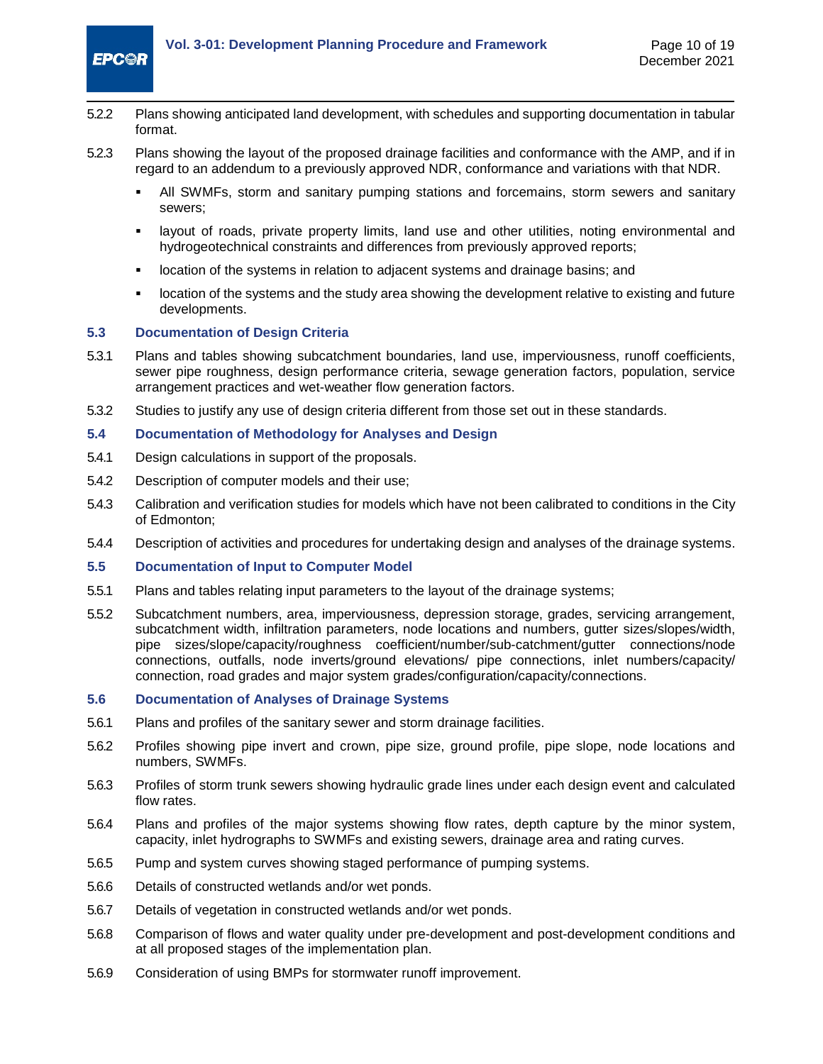5.2.2 Plans showing anticipated land development, with schedules and supporting documentation in tabular format.

5.2.3 Plans showing the layout of the proposed drainage facilities and conformance with the AMP, and if in regard to an addendum to a previously approved NDR, conformance and variations with that NDR.

- All SWMFs, storm and sanitary pumping stations and forcemains, storm sewers and sanitary sewers;
- layout of roads, private property limits, land use and other utilities, noting environmental and hydrogeotechnical constraints and differences from previously approved reports;
- location of the systems in relation to adjacent systems and drainage basins; and
- location of the systems and the study area showing the development relative to existing and future developments.

### 5.3 Documentation of Design Criteria

5.3.1 Plans and tables showing subcatchment boundaries, land use, imperviousness, runoff coefficients, sewer pipe roughness, design performance criteria, sewage generation factors, population, service arrangement practices and wet-weather flow generation factors.

5.3.2 Studies to justify any use of design criteria different from those set out in these standards.

### 5.4 Documentation of Methodology for Analyses and Design

5.4.1 Design calculations in support of the proposals.

5.4.2 Description of computer models and their use;

5.4.3 Calibration and verification studies for models which have not been calibrated to conditions in the City of Edmonton;

5.4.4 Description of activities and procedures for undertaking design and analyses of the drainage systems.

### 5.5 Documentation of Input to Computer Model

5.5.1 Plans and tables relating input parameters to the layout of the drainage systems;

5.5.2 Subcatchment numbers, area, imperviousness, depression storage, grades, servicing arrangement, subcatchment width, infiltration parameters, node locations and numbers, gutter sizes/slopes/width, pipe sizes/slope/capacity/roughness coefficient/number/sub-catchment/gutter connections/node connections, outfalls, node inverts/ground elevations/ pipe connections, inlet numbers/capacity/ connection, road grades and major system grades/configuration/capacity/connections.

### 5.6 Documentation of Analyses of Drainage Systems

5.6.1 Plans and profiles of the sanitary sewer and storm drainage facilities.

5.6.2 Profiles showing pipe invert and crown, pipe size, ground profile, pipe slope, node locations and numbers, SWMFs.

5.6.3 Profiles of storm trunk sewers showing hydraulic grade lines under each design event and calculated flow rates.

5.6.4 Plans and profiles of the major systems showing flow rates, depth capture by the minor system, capacity, inlet hydrographs to SWMFs and existing sewers, drainage area and rating curves.

5.6.5 Pump and system curves showing staged performance of pumping systems.

5.6.6 Details of constructed wetlands and/or wet ponds.

5.6.7 Details of vegetation in constructed wetlands and/or wet ponds.

5.6.8 Comparison of flows and water quality under pre-development and post-development conditions and at all proposed stages of the implementation plan.

5.6.9 Consideration of using BMPs for stormwater runoff improvement.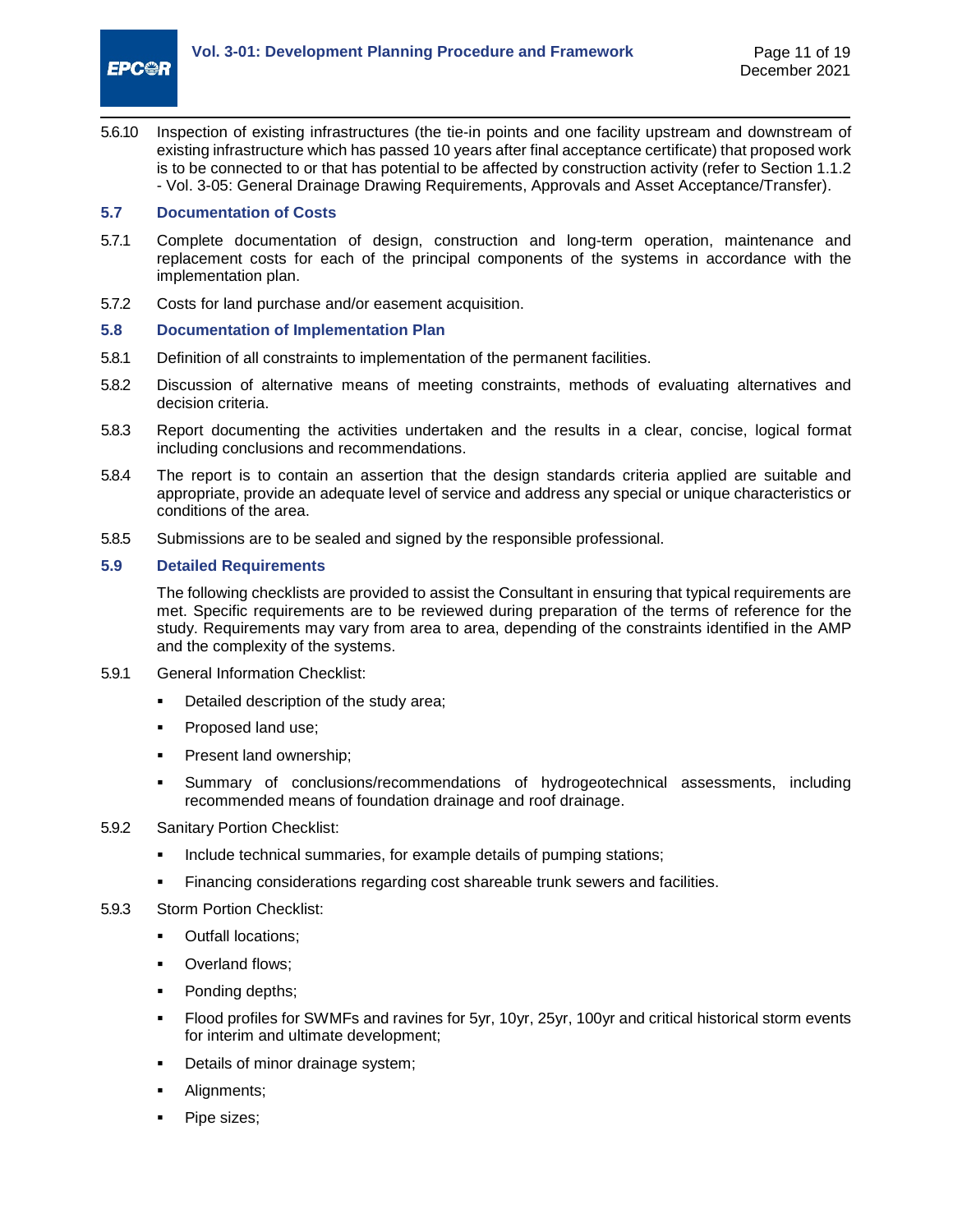5.6.10 Inspection of existing infrastructures (the tie-in points and one facility upstream and downstream of existing infrastructure which has passed 10 years after final acceptance certificate) that proposed work is to be connected to or that has potential to be affected by construction activity (refer to Section 1.1.2 - Vol. 3-05: General Drainage Drawing Requirements, Approvals and Asset Acceptance/Transfer).

### 5.7 Documentation of Costs

5.7.1 Complete documentation of design, construction and long-term operation, maintenance and replacement costs for each of the principal components of the systems in accordance with the implementation plan.

5.7.2 Costs for land purchase and/or easement acquisition.

### 5.8 Documentation of Implementation Plan

5.8.1 Definition of all constraints to implementation of the permanent facilities.

5.8.2 Discussion of alternative means of meeting constraints, methods of evaluating alternatives and decision criteria.

5.8.3 Report documenting the activities undertaken and the results in a clear, concise, logical format including conclusions and recommendations.

5.8.4 The report is to contain an assertion that the design standards criteria applied are suitable and appropriate, provide an adequate level of service and address any special or unique characteristics or conditions of the area.

5.8.5 Submissions are to be sealed and signed by the responsible professional.

### 5.9 Detailed Requirements

The following checklists are provided to assist the Consultant in ensuring that typical requirements are met. Specific requirements are to be reviewed during preparation of the terms of reference for the study. Requirements may vary from area to area, depending of the constraints identified in the AMP and the complexity of the systems.

5.9.1 General Information Checklist:

- Detailed description of the study area;
- Proposed land use;
- Present land ownership;
- Summary of conclusions/recommendations of hydrogeotechnical assessments, including recommended means of foundation drainage and roof drainage.

5.9.2 Sanitary Portion Checklist:

- Include technical summaries, for example details of pumping stations;
- Financing considerations regarding cost shareable trunk sewers and facilities.

5.9.3 Storm Portion Checklist:

- Outfall locations;
- Overland flows;
- Ponding depths;
- Flood profiles for SWMFs and ravines for 5yr, 10yr, 25yr, 100yr and critical historical storm events for interim and ultimate development;
- Details of minor drainage system;
- Alignments;
- Pipe sizes;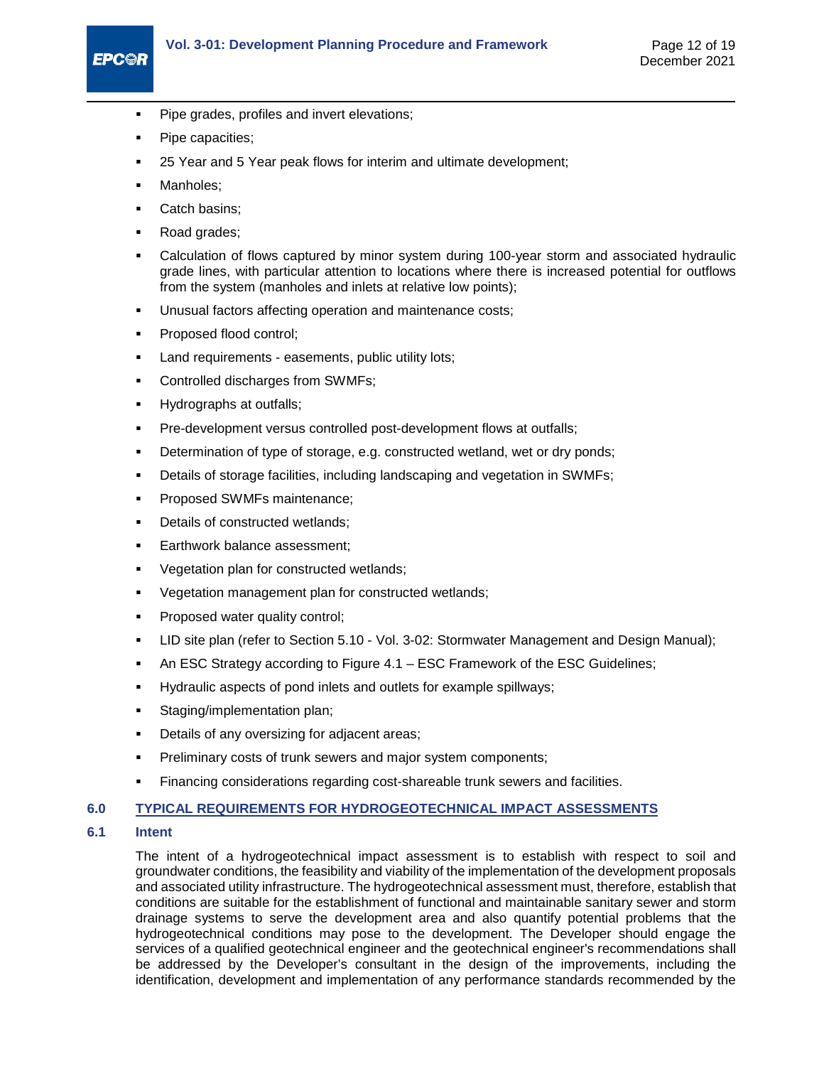- Pipe grades, profiles and invert elevations;
- Pipe capacities;
- 25 Year and 5 Year peak flows for interim and ultimate development;
- Manholes;
- Catch basins;
- Road grades;
- Calculation of flows captured by minor system during 100-year storm and associated hydraulic grade lines, with particular attention to locations where there is increased potential for outflows from the system (manholes and inlets at relative low points);
- Unusual factors affecting operation and maintenance costs;
- Proposed flood control;
- Land requirements - easements, public utility lots;
- Controlled discharges from SWMFs;
- Hydrographs at outfalls;
- Pre-development versus controlled post-development flows at outfalls;
- Determination of type of storage, e.g. constructed wetland, wet or dry ponds;
- Details of storage facilities, including landscaping and vegetation in SWMFs;
- Proposed SWMFs maintenance;
- Details of constructed wetlands;
- Earthwork balance assessment;
- Vegetation plan for constructed wetlands;
- Vegetation management plan for constructed wetlands;
- Proposed water quality control;
- LID site plan (refer to Section 5.10 - Vol. 3-02: Stormwater Management and Design Manual);
- An ESC Strategy according to Figure 4.1 – ESC Framework of the ESC Guidelines;
- Hydraulic aspects of pond inlets and outlets for example spillways;
- Staging/implementation plan;
- Details of any oversizing for adjacent areas;
- Preliminary costs of trunk sewers and major system components;
- Financing considerations regarding cost-shareable trunk sewers and facilities.

## 6.0 TYPICAL REQUIREMENTS FOR HYDROGEOTECHNICAL IMPACT ASSESSMENTS

### 6.1 Intent

The intent of a hydrogeotechnical impact assessment is to establish with respect to soil and groundwater conditions, the feasibility and viability of the implementation of the development proposals and associated utility infrastructure. The hydrogeotechnical assessment must, therefore, establish that conditions are suitable for the establishment of functional and maintainable sanitary sewer and storm drainage systems to serve the development area and also quantify potential problems that the hydrogeotechnical conditions may pose to the development. The Developer should engage the services of a qualified geotechnical engineer and the geotechnical engineer's recommendations shall be addressed by the Developer's consultant in the design of the improvements, including the identification, development and implementation of any performance standards recommended by the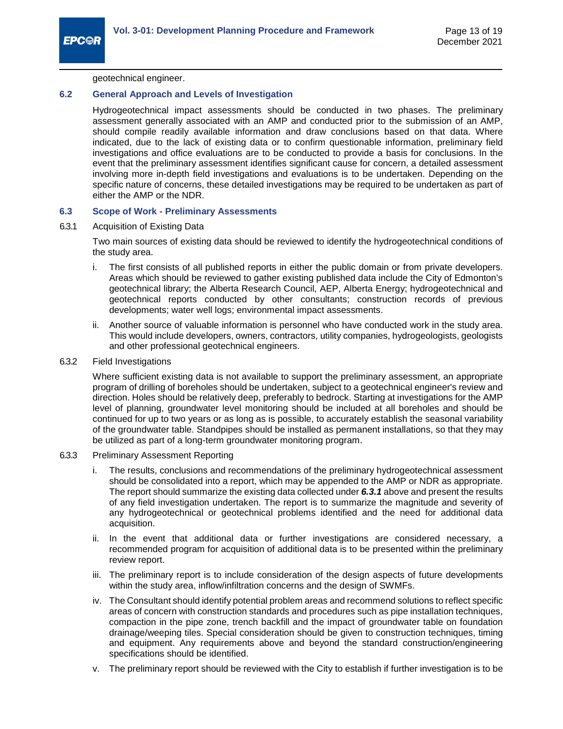geotechnical engineer.

## 6.2 General Approach and Levels of Investigation

Hydrogeotechnical impact assessments should be conducted in two phases. The preliminary assessment generally associated with an AMP and conducted prior to the submission of an AMP, should compile readily available information and draw conclusions based on that data. Where indicated, due to the lack of existing data or to confirm questionable information, preliminary field investigations and office evaluations are to be conducted to provide a basis for conclusions. In the event that the preliminary assessment identifies significant cause for concern, a detailed assessment involving more in-depth field investigations and evaluations is to be undertaken. Depending on the specific nature of concerns, these detailed investigations may be required to be undertaken as part of either the AMP or the NDR.

## 6.3 Scope of Work - Preliminary Assessments

### 6.3.1 Acquisition of Existing Data

Two main sources of existing data should be reviewed to identify the hydrogeotechnical conditions of the study area.

i. The first consists of all published reports in either the public domain or from private developers. Areas which should be reviewed to gather existing published data include the City of Edmonton's geotechnical library; the Alberta Research Council, AEP, Alberta Energy; hydrogeotechnical and geotechnical reports conducted by other consultants; construction records of previous developments; water well logs; environmental impact assessments.

ii. Another source of valuable information is personnel who have conducted work in the study area. This would include developers, owners, contractors, utility companies, hydrogeologists, geologists and other professional geotechnical engineers.

### 6.3.2 Field Investigations

Where sufficient existing data is not available to support the preliminary assessment, an appropriate program of drilling of boreholes should be undertaken, subject to a geotechnical engineer's review and direction. Holes should be relatively deep, preferably to bedrock. Starting at investigations for the AMP level of planning, groundwater level monitoring should be included at all boreholes and should be continued for up to two years or as long as is possible, to accurately establish the seasonal variability of the groundwater table. Standpipes should be installed as permanent installations, so that they may be utilized as part of a long-term groundwater monitoring program.

### 6.3.3 Preliminary Assessment Reporting

i. The results, conclusions and recommendations of the preliminary hydrogeotechnical assessment should be consolidated into a report, which may be appended to the AMP or NDR as appropriate. The report should summarize the existing data collected under ***6.3.1*** above and present the results of any field investigation undertaken. The report is to summarize the magnitude and severity of any hydrogeotechnical or geotechnical problems identified and the need for additional data acquisition.

ii. In the event that additional data or further investigations are considered necessary, a recommended program for acquisition of additional data is to be presented within the preliminary review report.

iii. The preliminary report is to include consideration of the design aspects of future developments within the study area, inflow/infiltration concerns and the design of SWMFs.

iv. The Consultant should identify potential problem areas and recommend solutions to reflect specific areas of concern with construction standards and procedures such as pipe installation techniques, compaction in the pipe zone, trench backfill and the impact of groundwater table on foundation drainage/weeping tiles. Special consideration should be given to construction techniques, timing and equipment. Any requirements above and beyond the standard construction/engineering specifications should be identified.

v. The preliminary report should be reviewed with the City to establish if further investigation is to be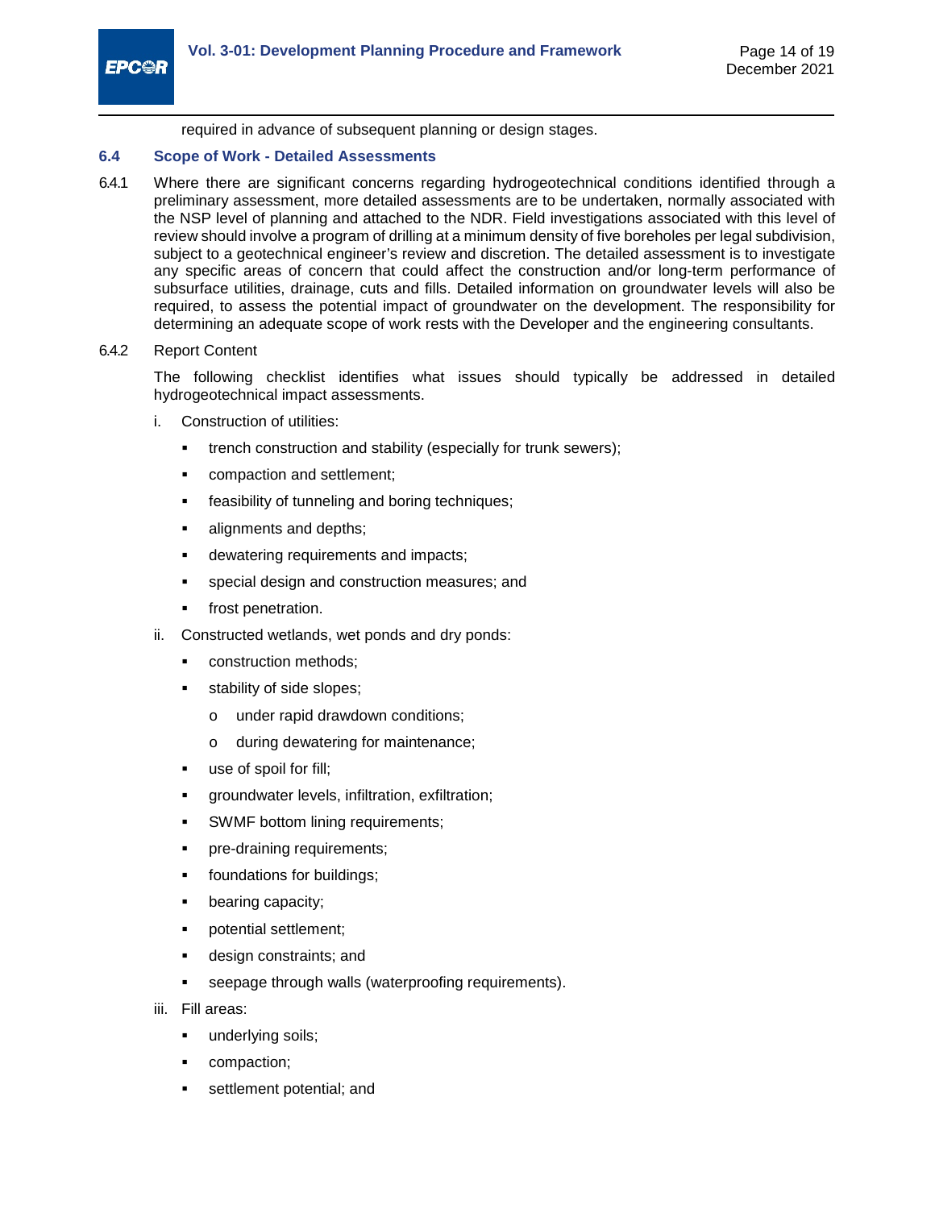required in advance of subsequent planning or design stages.

### 6.4 Scope of Work - Detailed Assessments

6.4.1 Where there are significant concerns regarding hydrogeotechnical conditions identified through a preliminary assessment, more detailed assessments are to be undertaken, normally associated with the NSP level of planning and attached to the NDR. Field investigations associated with this level of review should involve a program of drilling at a minimum density of five boreholes per legal subdivision, subject to a geotechnical engineer's review and discretion. The detailed assessment is to investigate any specific areas of concern that could affect the construction and/or long-term performance of subsurface utilities, drainage, cuts and fills. Detailed information on groundwater levels will also be required, to assess the potential impact of groundwater on the development. The responsibility for determining an adequate scope of work rests with the Developer and the engineering consultants.

6.4.2 Report Content

The following checklist identifies what issues should typically be addressed in detailed hydrogeotechnical impact assessments.

i. Construction of utilities:
   - trench construction and stability (especially for trunk sewers);
   - compaction and settlement;
   - feasibility of tunneling and boring techniques;
   - alignments and depths;
   - dewatering requirements and impacts;
   - special design and construction measures; and
   - frost penetration.

ii. Constructed wetlands, wet ponds and dry ponds:
   - construction methods;
   - stability of side slopes;
     - under rapid drawdown conditions;
     - during dewatering for maintenance;
   - use of spoil for fill;
   - groundwater levels, infiltration, exfiltration;
   - SWMF bottom lining requirements;
   - pre-draining requirements;
   - foundations for buildings;
   - bearing capacity;
   - potential settlement;
   - design constraints; and
   - seepage through walls (waterproofing requirements).

iii. Fill areas:
   - underlying soils;
   - compaction;
   - settlement potential; and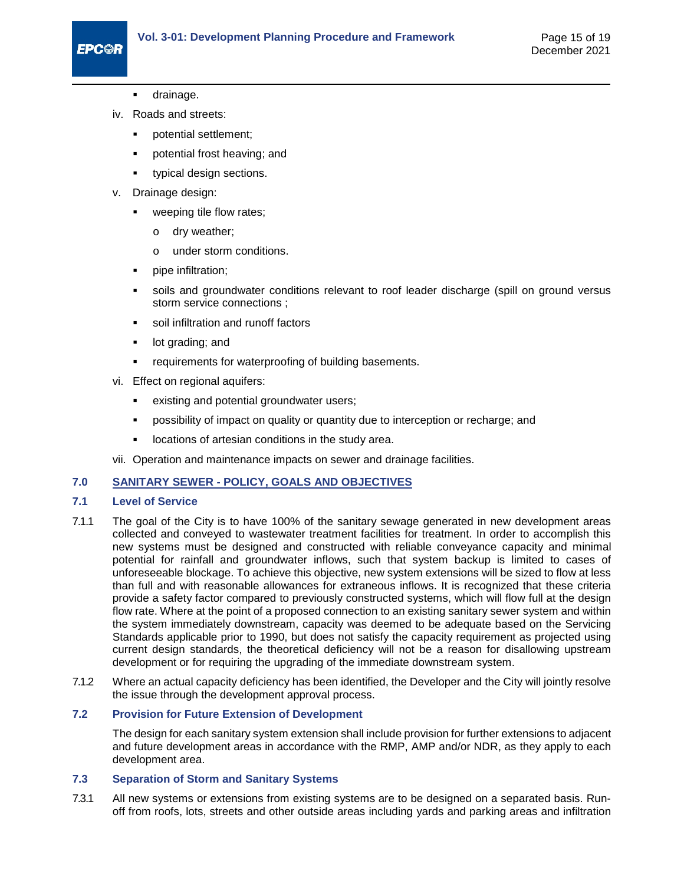- drainage.

iv. Roads and streets:

- potential settlement;
- potential frost heaving; and
- typical design sections.

v. Drainage design:

- weeping tile flow rates;
  - o dry weather;
  - o under storm conditions.
- pipe infiltration;
- soils and groundwater conditions relevant to roof leader discharge (spill on ground versus storm service connections ;
- soil infiltration and runoff factors
- lot grading; and
- requirements for waterproofing of building basements.

vi. Effect on regional aquifers:

- existing and potential groundwater users;
- possibility of impact on quality or quantity due to interception or recharge; and
- locations of artesian conditions in the study area.

vii. Operation and maintenance impacts on sewer and drainage facilities.

## 7.0 SANITARY SEWER - POLICY, GOALS AND OBJECTIVES

### 7.1 Level of Service

7.1.1 The goal of the City is to have 100% of the sanitary sewage generated in new development areas collected and conveyed to wastewater treatment facilities for treatment. In order to accomplish this new systems must be designed and constructed with reliable conveyance capacity and minimal potential for rainfall and groundwater inflows, such that system backup is limited to cases of unforeseeable blockage. To achieve this objective, new system extensions will be sized to flow at less than full and with reasonable allowances for extraneous inflows. It is recognized that these criteria provide a safety factor compared to previously constructed systems, which will flow full at the design flow rate. Where at the point of a proposed connection to an existing sanitary sewer system and within the system immediately downstream, capacity was deemed to be adequate based on the Servicing Standards applicable prior to 1990, but does not satisfy the capacity requirement as projected using current design standards, the theoretical deficiency will not be a reason for disallowing upstream development or for requiring the upgrading of the immediate downstream system.

7.1.2 Where an actual capacity deficiency has been identified, the Developer and the City will jointly resolve the issue through the development approval process.

### 7.2 Provision for Future Extension of Development

The design for each sanitary system extension shall include provision for further extensions to adjacent and future development areas in accordance with the RMP, AMP and/or NDR, as they apply to each development area.

### 7.3 Separation of Storm and Sanitary Systems

7.3.1 All new systems or extensions from existing systems are to be designed on a separated basis. Run-off from roofs, lots, streets and other outside areas including yards and parking areas and infiltration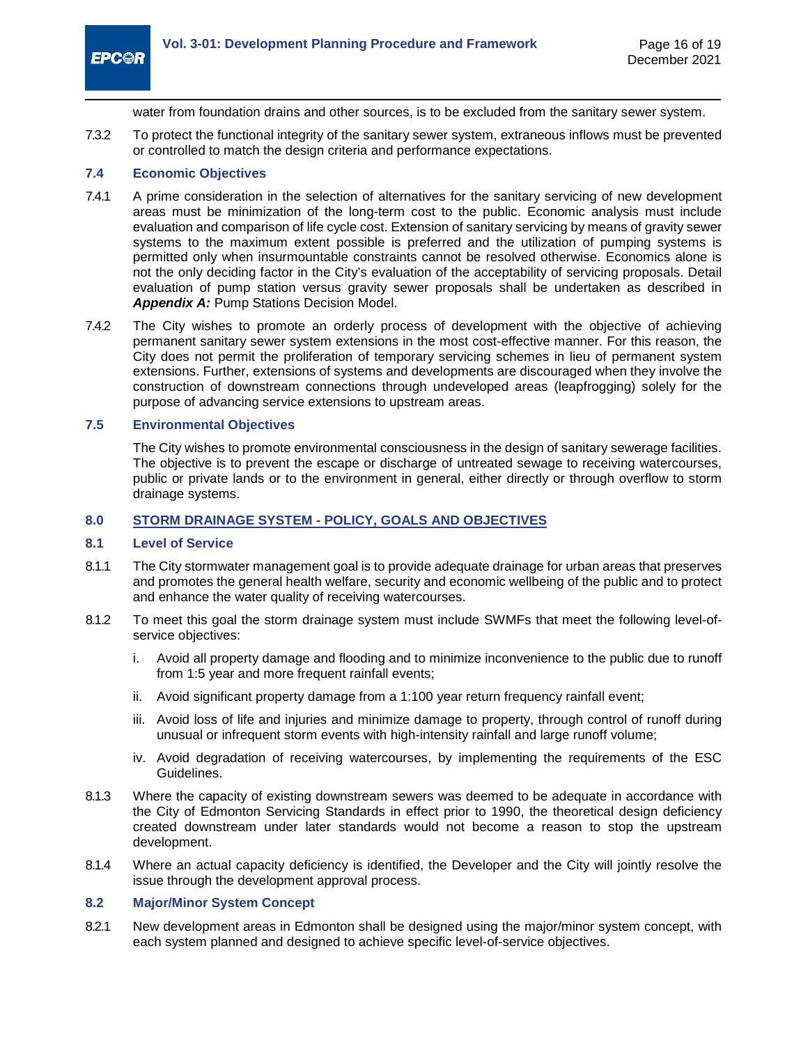water from foundation drains and other sources, is to be excluded from the sanitary sewer system.

7.3.2 To protect the functional integrity of the sanitary sewer system, extraneous inflows must be prevented or controlled to match the design criteria and performance expectations.

### 7.4 Economic Objectives

7.4.1 A prime consideration in the selection of alternatives for the sanitary servicing of new development areas must be minimization of the long-term cost to the public. Economic analysis must include evaluation and comparison of life cycle cost. Extension of sanitary servicing by means of gravity sewer systems to the maximum extent possible is preferred and the utilization of pumping systems is permitted only when insurmountable constraints cannot be resolved otherwise. Economics alone is not the only deciding factor in the City's evaluation of the acceptability of servicing proposals. Detail evaluation of pump station versus gravity sewer proposals shall be undertaken as described in ***Appendix A:*** Pump Stations Decision Model.

7.4.2 The City wishes to promote an orderly process of development with the objective of achieving permanent sanitary sewer system extensions in the most cost-effective manner. For this reason, the City does not permit the proliferation of temporary servicing schemes in lieu of permanent system extensions. Further, extensions of systems and developments are discouraged when they involve the construction of downstream connections through undeveloped areas (leapfrogging) solely for the purpose of advancing service extensions to upstream areas.

### 7.5 Environmental Objectives

The City wishes to promote environmental consciousness in the design of sanitary sewerage facilities. The objective is to prevent the escape or discharge of untreated sewage to receiving watercourses, public or private lands or to the environment in general, either directly or through overflow to storm drainage systems.

## 8.0 STORM DRAINAGE SYSTEM - POLICY, GOALS AND OBJECTIVES

### 8.1 Level of Service

8.1.1 The City stormwater management goal is to provide adequate drainage for urban areas that preserves and promotes the general health welfare, security and economic wellbeing of the public and to protect and enhance the water quality of receiving watercourses.

8.1.2 To meet this goal the storm drainage system must include SWMFs that meet the following level-of-service objectives:

i. Avoid all property damage and flooding and to minimize inconvenience to the public due to runoff from 1:5 year and more frequent rainfall events;

ii. Avoid significant property damage from a 1:100 year return frequency rainfall event;

iii. Avoid loss of life and injuries and minimize damage to property, through control of runoff during unusual or infrequent storm events with high-intensity rainfall and large runoff volume;

iv. Avoid degradation of receiving watercourses, by implementing the requirements of the ESC Guidelines.

8.1.3 Where the capacity of existing downstream sewers was deemed to be adequate in accordance with the City of Edmonton Servicing Standards in effect prior to 1990, the theoretical design deficiency created downstream under later standards would not become a reason to stop the upstream development.

8.1.4 Where an actual capacity deficiency is identified, the Developer and the City will jointly resolve the issue through the development approval process.

### 8.2 Major/Minor System Concept

8.2.1 New development areas in Edmonton shall be designed using the major/minor system concept, with each system planned and designed to achieve specific level-of-service objectives.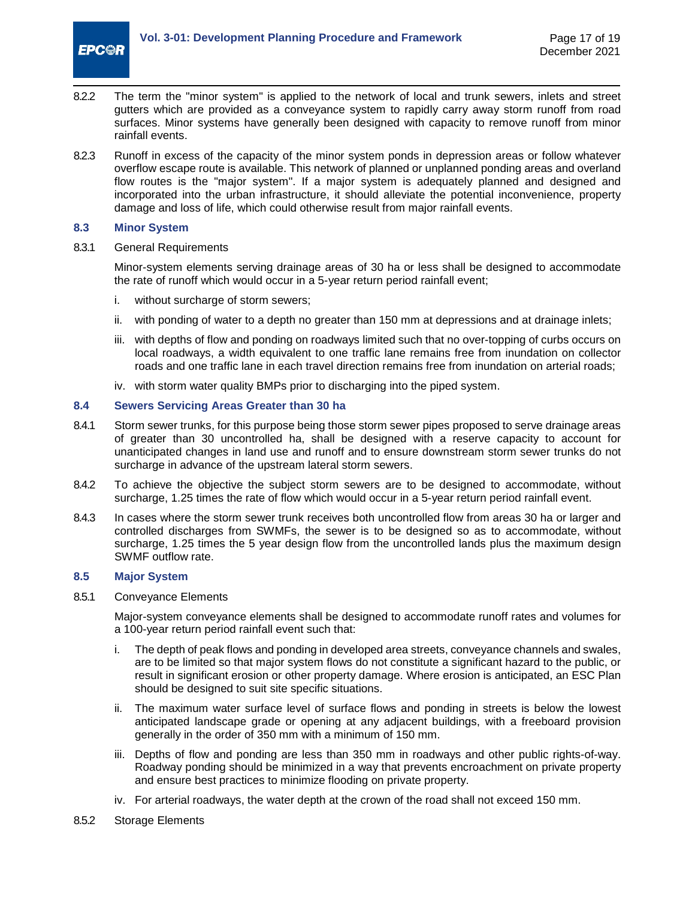8.2.2 The term the "minor system" is applied to the network of local and trunk sewers, inlets and street gutters which are provided as a conveyance system to rapidly carry away storm runoff from road surfaces. Minor systems have generally been designed with capacity to remove runoff from minor rainfall events.

8.2.3 Runoff in excess of the capacity of the minor system ponds in depression areas or follow whatever overflow escape route is available. This network of planned or unplanned ponding areas and overland flow routes is the "major system". If a major system is adequately planned and designed and incorporated into the urban infrastructure, it should alleviate the potential inconvenience, property damage and loss of life, which could otherwise result from major rainfall events.

### 8.3 Minor System

8.3.1 General Requirements

Minor-system elements serving drainage areas of 30 ha or less shall be designed to accommodate the rate of runoff which would occur in a 5-year return period rainfall event;

i. without surcharge of storm sewers;

ii. with ponding of water to a depth no greater than 150 mm at depressions and at drainage inlets;

iii. with depths of flow and ponding on roadways limited such that no over-topping of curbs occurs on local roadways, a width equivalent to one traffic lane remains free from inundation on collector roads and one traffic lane in each travel direction remains free from inundation on arterial roads;

iv. with storm water quality BMPs prior to discharging into the piped system.

### 8.4 Sewers Servicing Areas Greater than 30 ha

8.4.1 Storm sewer trunks, for this purpose being those storm sewer pipes proposed to serve drainage areas of greater than 30 uncontrolled ha, shall be designed with a reserve capacity to account for unanticipated changes in land use and runoff and to ensure downstream storm sewer trunks do not surcharge in advance of the upstream lateral storm sewers.

8.4.2 To achieve the objective the subject storm sewers are to be designed to accommodate, without surcharge, 1.25 times the rate of flow which would occur in a 5-year return period rainfall event.

8.4.3 In cases where the storm sewer trunk receives both uncontrolled flow from areas 30 ha or larger and controlled discharges from SWMFs, the sewer is to be designed so as to accommodate, without surcharge, 1.25 times the 5 year design flow from the uncontrolled lands plus the maximum design SWMF outflow rate.

### 8.5 Major System

8.5.1 Conveyance Elements

Major-system conveyance elements shall be designed to accommodate runoff rates and volumes for a 100-year return period rainfall event such that:

i. The depth of peak flows and ponding in developed area streets, conveyance channels and swales, are to be limited so that major system flows do not constitute a significant hazard to the public, or result in significant erosion or other property damage. Where erosion is anticipated, an ESC Plan should be designed to suit site specific situations.

ii. The maximum water surface level of surface flows and ponding in streets is below the lowest anticipated landscape grade or opening at any adjacent buildings, with a freeboard provision generally in the order of 350 mm with a minimum of 150 mm.

iii. Depths of flow and ponding are less than 350 mm in roadways and other public rights-of-way. Roadway ponding should be minimized in a way that prevents encroachment on private property and ensure best practices to minimize flooding on private property.

iv. For arterial roadways, the water depth at the crown of the road shall not exceed 150 mm.

8.5.2 Storage Elements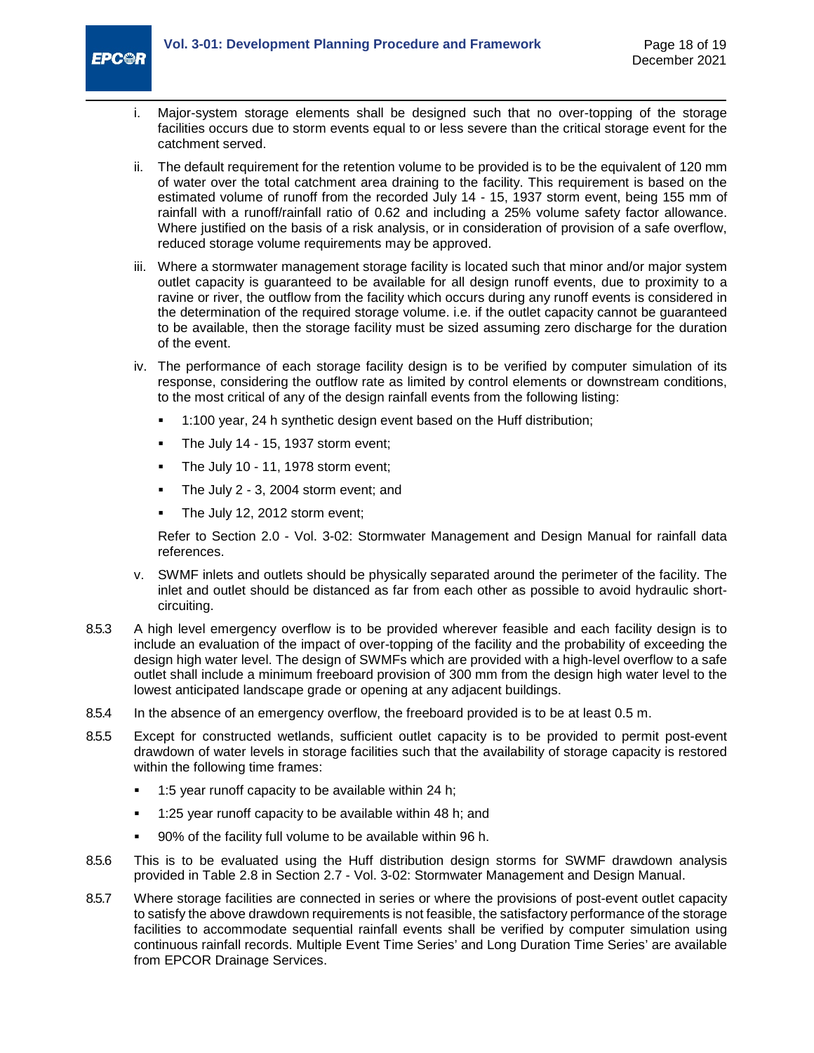i. Major-system storage elements shall be designed such that no over-topping of the storage facilities occurs due to storm events equal to or less severe than the critical storage event for the catchment served.

ii. The default requirement for the retention volume to be provided is to be the equivalent of 120 mm of water over the total catchment area draining to the facility. This requirement is based on the estimated volume of runoff from the recorded July 14 - 15, 1937 storm event, being 155 mm of rainfall with a runoff/rainfall ratio of 0.62 and including a 25% volume safety factor allowance. Where justified on the basis of a risk analysis, or in consideration of provision of a safe overflow, reduced storage volume requirements may be approved.

iii. Where a stormwater management storage facility is located such that minor and/or major system outlet capacity is guaranteed to be available for all design runoff events, due to proximity to a ravine or river, the outflow from the facility which occurs during any runoff events is considered in the determination of the required storage volume. i.e. if the outlet capacity cannot be guaranteed to be available, then the storage facility must be sized assuming zero discharge for the duration of the event.

iv. The performance of each storage facility design is to be verified by computer simulation of its response, considering the outflow rate as limited by control elements or downstream conditions, to the most critical of any of the design rainfall events from the following listing:

   - 1:100 year, 24 h synthetic design event based on the Huff distribution;
   - The July 14 - 15, 1937 storm event;
   - The July 10 - 11, 1978 storm event;
   - The July 2 - 3, 2004 storm event; and
   - The July 12, 2012 storm event;

   Refer to Section 2.0 - Vol. 3-02: Stormwater Management and Design Manual for rainfall data references.

v. SWMF inlets and outlets should be physically separated around the perimeter of the facility. The inlet and outlet should be distanced as far from each other as possible to avoid hydraulic short-circuiting.

8.5.3 A high level emergency overflow is to be provided wherever feasible and each facility design is to include an evaluation of the impact of over-topping of the facility and the probability of exceeding the design high water level. The design of SWMFs which are provided with a high-level overflow to a safe outlet shall include a minimum freeboard provision of 300 mm from the design high water level to the lowest anticipated landscape grade or opening at any adjacent buildings.

8.5.4 In the absence of an emergency overflow, the freeboard provided is to be at least 0.5 m.

8.5.5 Except for constructed wetlands, sufficient outlet capacity is to be provided to permit post-event drawdown of water levels in storage facilities such that the availability of storage capacity is restored within the following time frames:

- 1:5 year runoff capacity to be available within 24 h;
- 1:25 year runoff capacity to be available within 48 h; and
- 90% of the facility full volume to be available within 96 h.

8.5.6 This is to be evaluated using the Huff distribution design storms for SWMF drawdown analysis provided in Table 2.8 in Section 2.7 - Vol. 3-02: Stormwater Management and Design Manual.

8.5.7 Where storage facilities are connected in series or where the provisions of post-event outlet capacity to satisfy the above drawdown requirements is not feasible, the satisfactory performance of the storage facilities to accommodate sequential rainfall events shall be verified by computer simulation using continuous rainfall records. Multiple Event Time Series' and Long Duration Time Series' are available from EPCOR Drainage Services.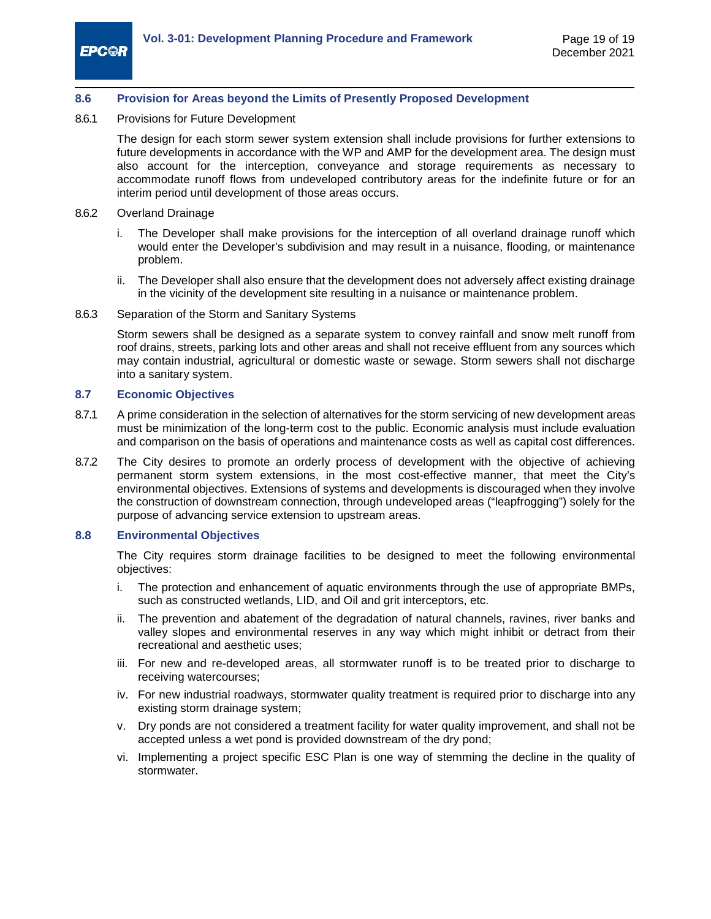### 8.6 Provision for Areas beyond the Limits of Presently Proposed Development

8.6.1 Provisions for Future Development

The design for each storm sewer system extension shall include provisions for further extensions to future developments in accordance with the WP and AMP for the development area. The design must also account for the interception, conveyance and storage requirements as necessary to accommodate runoff flows from undeveloped contributory areas for the indefinite future or for an interim period until development of those areas occurs.

8.6.2 Overland Drainage

i. The Developer shall make provisions for the interception of all overland drainage runoff which would enter the Developer's subdivision and may result in a nuisance, flooding, or maintenance problem.

ii. The Developer shall also ensure that the development does not adversely affect existing drainage in the vicinity of the development site resulting in a nuisance or maintenance problem.

8.6.3 Separation of the Storm and Sanitary Systems

Storm sewers shall be designed as a separate system to convey rainfall and snow melt runoff from roof drains, streets, parking lots and other areas and shall not receive effluent from any sources which may contain industrial, agricultural or domestic waste or sewage. Storm sewers shall not discharge into a sanitary system.

### 8.7 Economic Objectives

8.7.1 A prime consideration in the selection of alternatives for the storm servicing of new development areas must be minimization of the long-term cost to the public. Economic analysis must include evaluation and comparison on the basis of operations and maintenance costs as well as capital cost differences.

8.7.2 The City desires to promote an orderly process of development with the objective of achieving permanent storm system extensions, in the most cost-effective manner, that meet the City's environmental objectives. Extensions of systems and developments is discouraged when they involve the construction of downstream connection, through undeveloped areas ("leapfrogging") solely for the purpose of advancing service extension to upstream areas.

### 8.8 Environmental Objectives

The City requires storm drainage facilities to be designed to meet the following environmental objectives:

i. The protection and enhancement of aquatic environments through the use of appropriate BMPs, such as constructed wetlands, LID, and Oil and grit interceptors, etc.

ii. The prevention and abatement of the degradation of natural channels, ravines, river banks and valley slopes and environmental reserves in any way which might inhibit or detract from their recreational and aesthetic uses;

iii. For new and re-developed areas, all stormwater runoff is to be treated prior to discharge to receiving watercourses;

iv. For new industrial roadways, stormwater quality treatment is required prior to discharge into any existing storm drainage system;

v. Dry ponds are not considered a treatment facility for water quality improvement, and shall not be accepted unless a wet pond is provided downstream of the dry pond;

vi. Implementing a project specific ESC Plan is one way of stemming the decline in the quality of stormwater.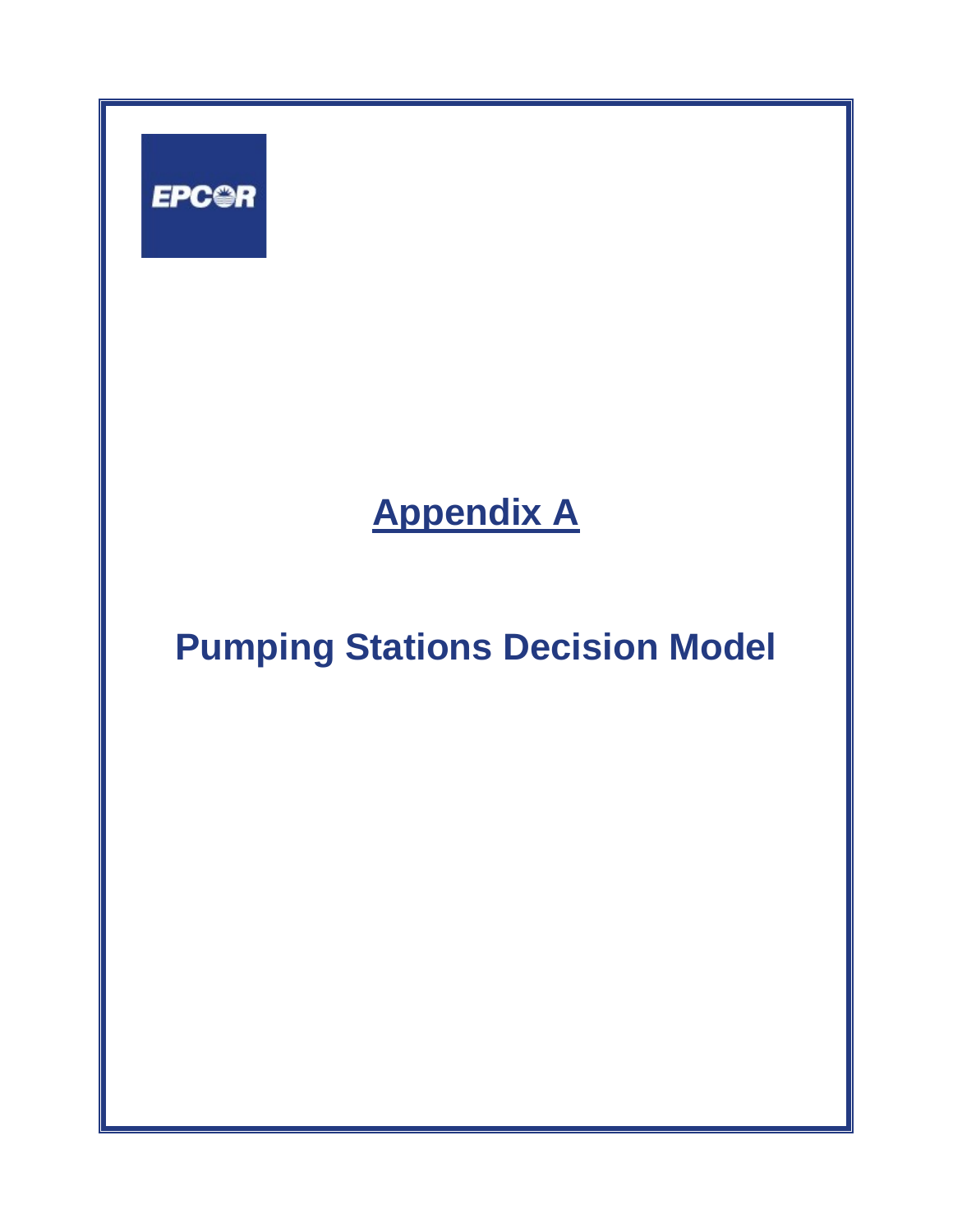EPCOR

# Appendix A

# Pumping Stations Decision Model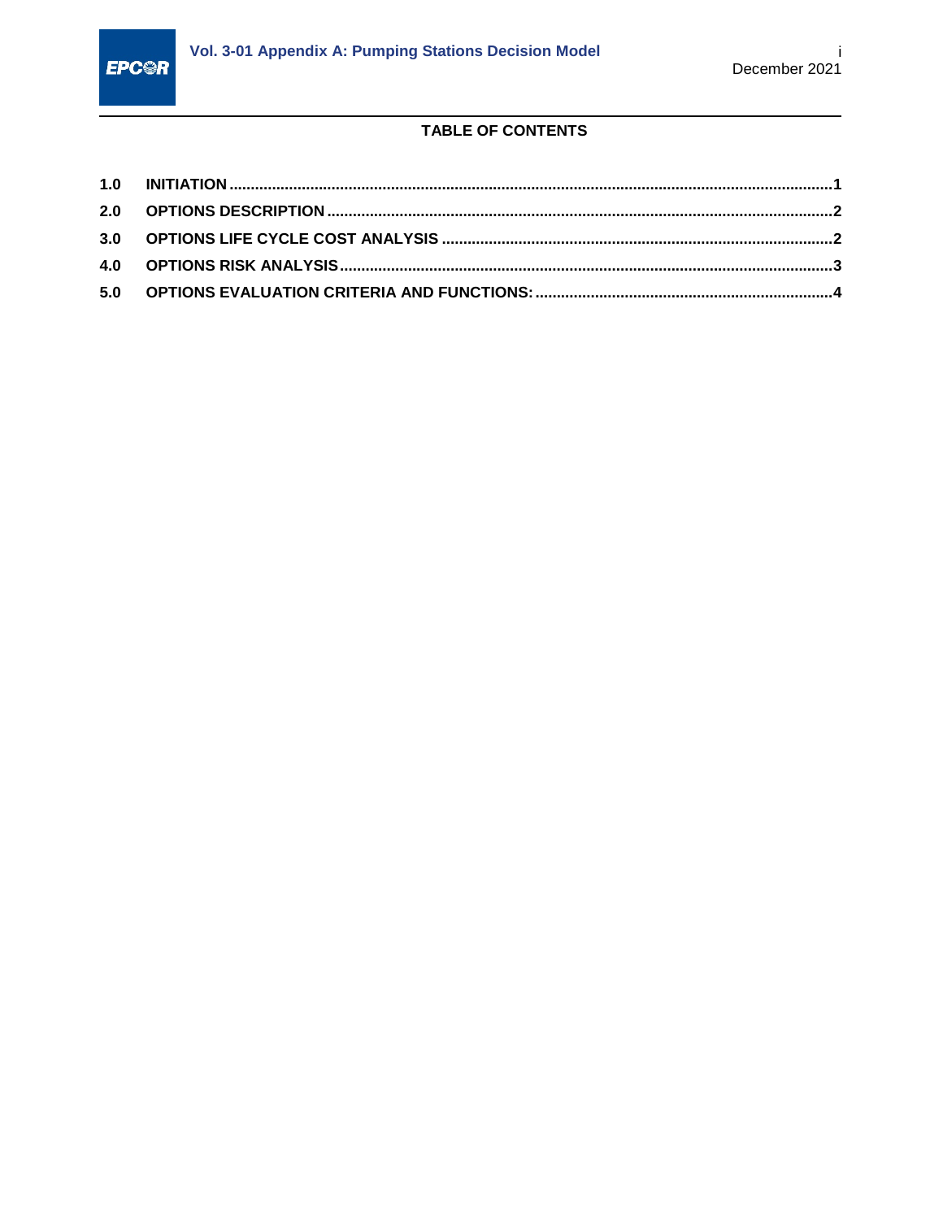**TABLE OF CONTENTS**

1.0 INITIATION ..... 1
2.0 OPTIONS DESCRIPTION ..... 2
3.0 OPTIONS LIFE CYCLE COST ANALYSIS ..... 2
4.0 OPTIONS RISK ANALYSIS ..... 3
5.0 OPTIONS EVALUATION CRITERIA AND FUNCTIONS: ..... 4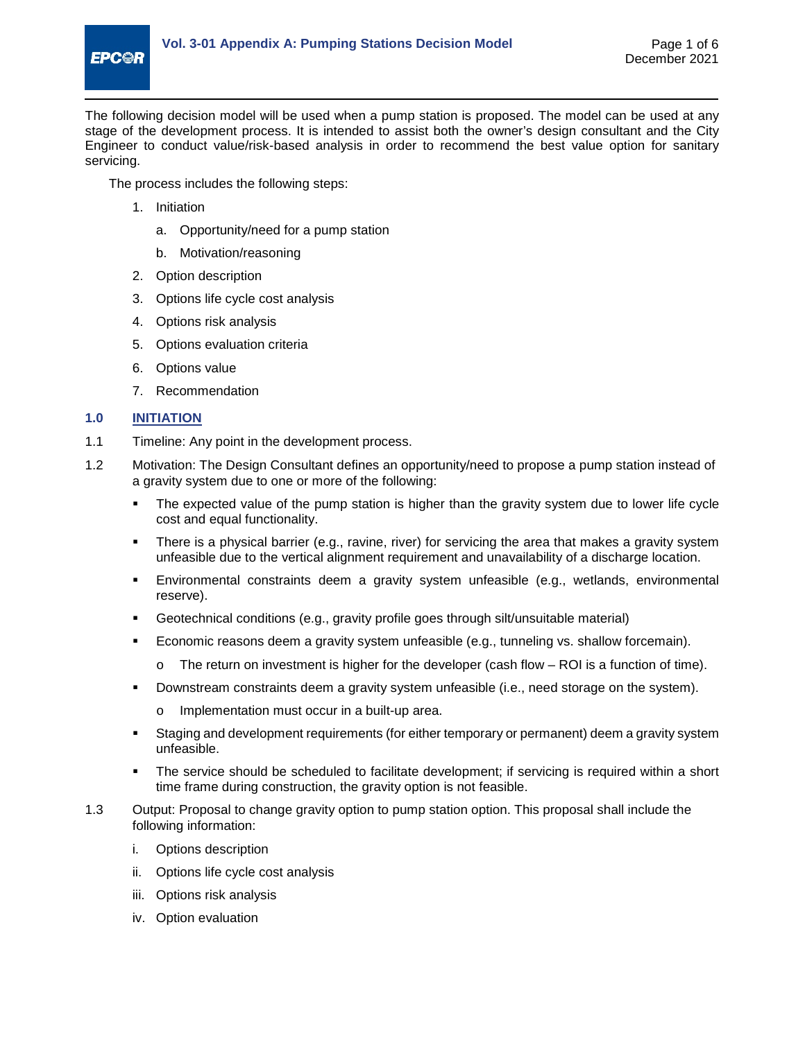The following decision model will be used when a pump station is proposed. The model can be used at any stage of the development process. It is intended to assist both the owner's design consultant and the City Engineer to conduct value/risk-based analysis in order to recommend the best value option for sanitary servicing.

The process includes the following steps:

1. Initiation
   a. Opportunity/need for a pump station
   b. Motivation/reasoning
2. Option description
3. Options life cycle cost analysis
4. Options risk analysis
5. Options evaluation criteria
6. Options value
7. Recommendation

## 1.0 INITIATION

1.1 Timeline: Any point in the development process.

1.2 Motivation: The Design Consultant defines an opportunity/need to propose a pump station instead of a gravity system due to one or more of the following:

- The expected value of the pump station is higher than the gravity system due to lower life cycle cost and equal functionality.
- There is a physical barrier (e.g., ravine, river) for servicing the area that makes a gravity system unfeasible due to the vertical alignment requirement and unavailability of a discharge location.
- Environmental constraints deem a gravity system unfeasible (e.g., wetlands, environmental reserve).
- Geotechnical conditions (e.g., gravity profile goes through silt/unsuitable material)
- Economic reasons deem a gravity system unfeasible (e.g., tunneling vs. shallow forcemain).
  - The return on investment is higher for the developer (cash flow – ROI is a function of time).
- Downstream constraints deem a gravity system unfeasible (i.e., need storage on the system).
  - Implementation must occur in a built-up area.
- Staging and development requirements (for either temporary or permanent) deem a gravity system unfeasible.
- The service should be scheduled to facilitate development; if servicing is required within a short time frame during construction, the gravity option is not feasible.

1.3 Output: Proposal to change gravity option to pump station option. This proposal shall include the following information:

i. Options description
ii. Options life cycle cost analysis
iii. Options risk analysis
iv. Option evaluation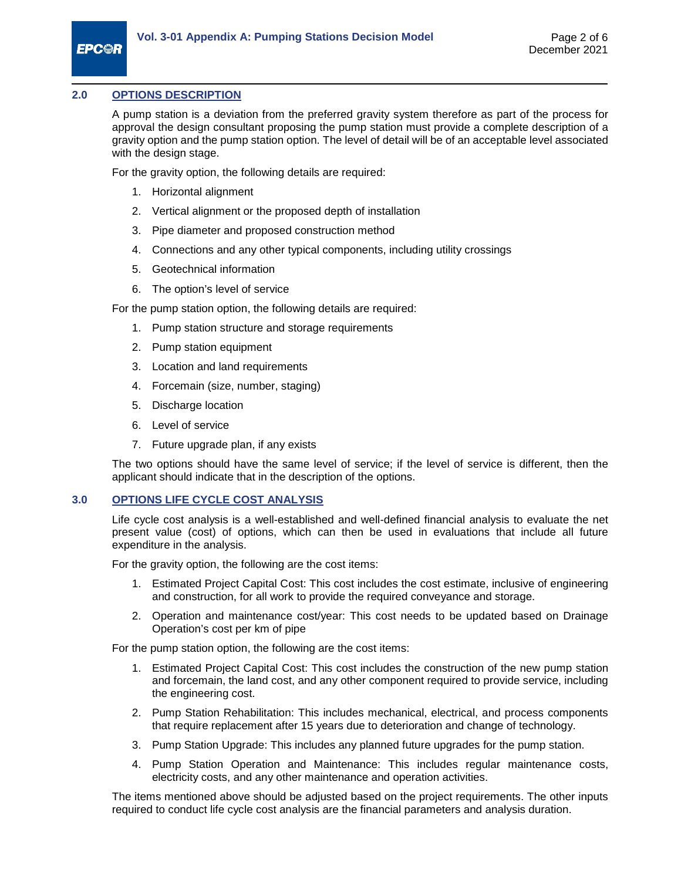## 2.0 OPTIONS DESCRIPTION

A pump station is a deviation from the preferred gravity system therefore as part of the process for approval the design consultant proposing the pump station must provide a complete description of a gravity option and the pump station option. The level of detail will be of an acceptable level associated with the design stage.

For the gravity option, the following details are required:

1. Horizontal alignment
2. Vertical alignment or the proposed depth of installation
3. Pipe diameter and proposed construction method
4. Connections and any other typical components, including utility crossings
5. Geotechnical information
6. The option's level of service

For the pump station option, the following details are required:

1. Pump station structure and storage requirements
2. Pump station equipment
3. Location and land requirements
4. Forcemain (size, number, staging)
5. Discharge location
6. Level of service
7. Future upgrade plan, if any exists

The two options should have the same level of service; if the level of service is different, then the applicant should indicate that in the description of the options.

## 3.0 OPTIONS LIFE CYCLE COST ANALYSIS

Life cycle cost analysis is a well-established and well-defined financial analysis to evaluate the net present value (cost) of options, which can then be used in evaluations that include all future expenditure in the analysis.

For the gravity option, the following are the cost items:

1. Estimated Project Capital Cost: This cost includes the cost estimate, inclusive of engineering and construction, for all work to provide the required conveyance and storage.
2. Operation and maintenance cost/year: This cost needs to be updated based on Drainage Operation's cost per km of pipe

For the pump station option, the following are the cost items:

1. Estimated Project Capital Cost: This cost includes the construction of the new pump station and forcemain, the land cost, and any other component required to provide service, including the engineering cost.
2. Pump Station Rehabilitation: This includes mechanical, electrical, and process components that require replacement after 15 years due to deterioration and change of technology.
3. Pump Station Upgrade: This includes any planned future upgrades for the pump station.
4. Pump Station Operation and Maintenance: This includes regular maintenance costs, electricity costs, and any other maintenance and operation activities.

The items mentioned above should be adjusted based on the project requirements. The other inputs required to conduct life cycle cost analysis are the financial parameters and analysis duration.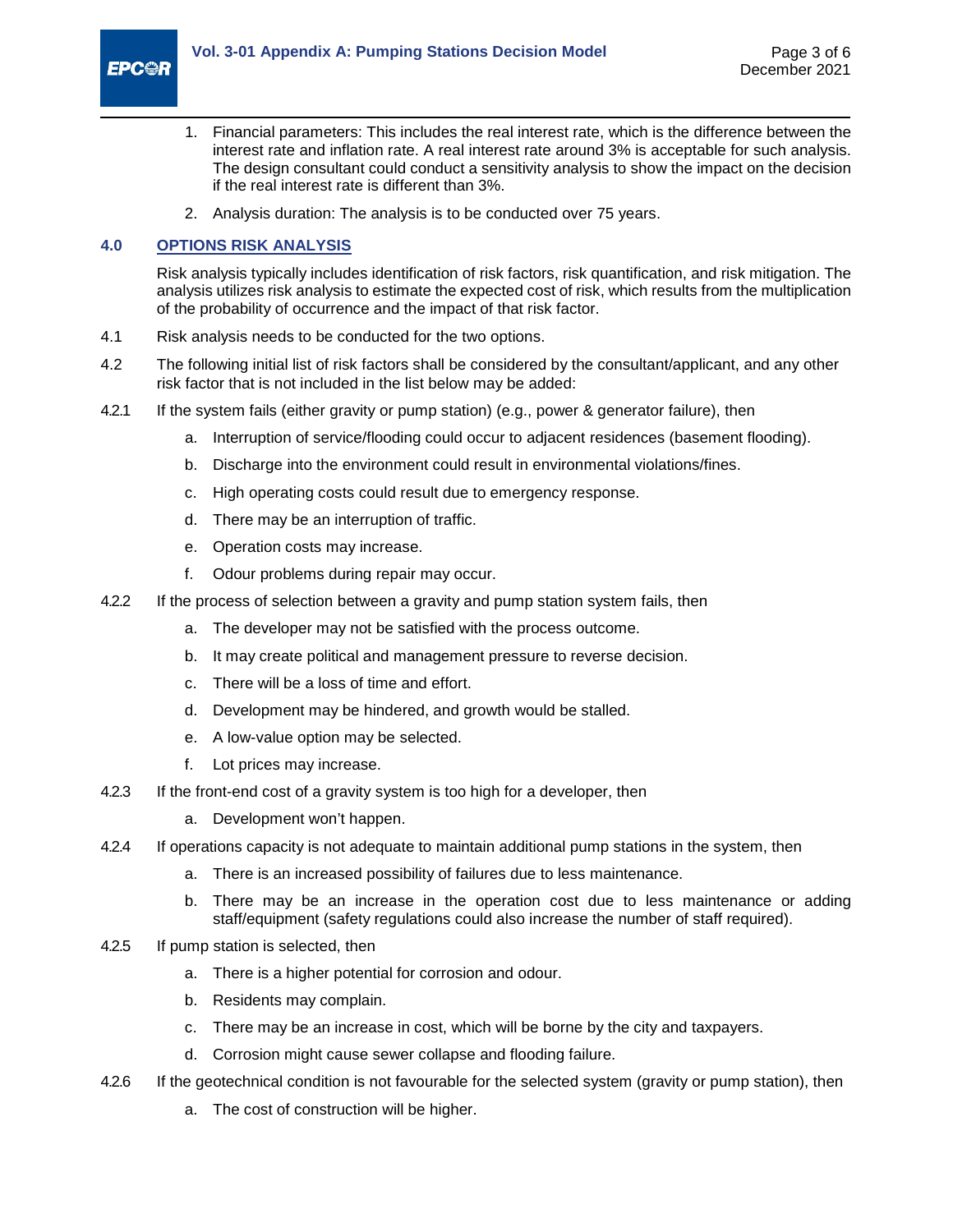1. Financial parameters: This includes the real interest rate, which is the difference between the interest rate and inflation rate. A real interest rate around 3% is acceptable for such analysis. The design consultant could conduct a sensitivity analysis to show the impact on the decision if the real interest rate is different than 3%.
2. Analysis duration: The analysis is to be conducted over 75 years.

## 4.0 OPTIONS RISK ANALYSIS

Risk analysis typically includes identification of risk factors, risk quantification, and risk mitigation. The analysis utilizes risk analysis to estimate the expected cost of risk, which results from the multiplication of the probability of occurrence and the impact of that risk factor.

4.1 Risk analysis needs to be conducted for the two options.

4.2 The following initial list of risk factors shall be considered by the consultant/applicant, and any other risk factor that is not included in the list below may be added:

4.2.1 If the system fails (either gravity or pump station) (e.g., power & generator failure), then

a. Interruption of service/flooding could occur to adjacent residences (basement flooding).

b. Discharge into the environment could result in environmental violations/fines.

c. High operating costs could result due to emergency response.

d. There may be an interruption of traffic.

e. Operation costs may increase.

f. Odour problems during repair may occur.

4.2.2 If the process of selection between a gravity and pump station system fails, then

a. The developer may not be satisfied with the process outcome.

b. It may create political and management pressure to reverse decision.

c. There will be a loss of time and effort.

d. Development may be hindered, and growth would be stalled.

e. A low-value option may be selected.

f. Lot prices may increase.

4.2.3 If the front-end cost of a gravity system is too high for a developer, then

a. Development won't happen.

4.2.4 If operations capacity is not adequate to maintain additional pump stations in the system, then

a. There is an increased possibility of failures due to less maintenance.

b. There may be an increase in the operation cost due to less maintenance or adding staff/equipment (safety regulations could also increase the number of staff required).

4.2.5 If pump station is selected, then

a. There is a higher potential for corrosion and odour.

b. Residents may complain.

c. There may be an increase in cost, which will be borne by the city and taxpayers.

d. Corrosion might cause sewer collapse and flooding failure.

4.2.6 If the geotechnical condition is not favourable for the selected system (gravity or pump station), then

a. The cost of construction will be higher.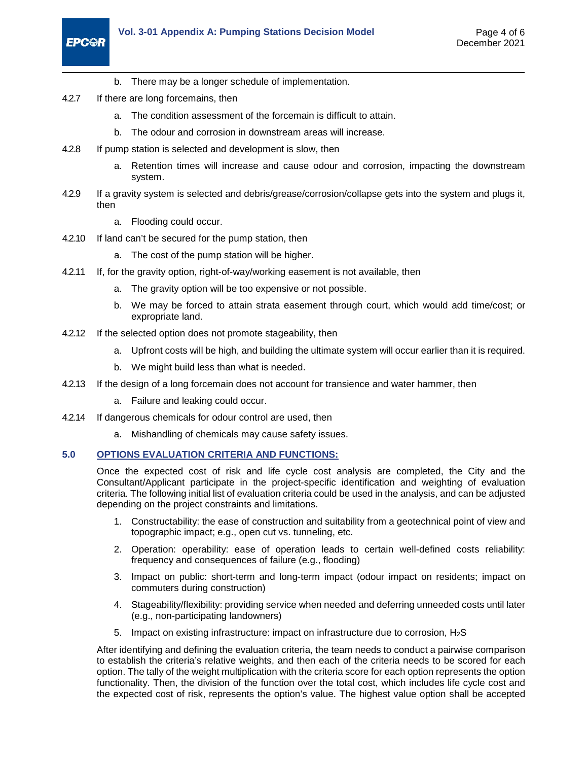b. There may be a longer schedule of implementation.

4.2.7 If there are long forcemains, then

   a. The condition assessment of the forcemain is difficult to attain.

   b. The odour and corrosion in downstream areas will increase.

4.2.8 If pump station is selected and development is slow, then

   a. Retention times will increase and cause odour and corrosion, impacting the downstream system.

4.2.9 If a gravity system is selected and debris/grease/corrosion/collapse gets into the system and plugs it, then

   a. Flooding could occur.

4.2.10 If land can't be secured for the pump station, then

   a. The cost of the pump station will be higher.

4.2.11 If, for the gravity option, right-of-way/working easement is not available, then

   a. The gravity option will be too expensive or not possible.

   b. We may be forced to attain strata easement through court, which would add time/cost; or expropriate land.

4.2.12 If the selected option does not promote stageability, then

   a. Upfront costs will be high, and building the ultimate system will occur earlier than it is required.

   b. We might build less than what is needed.

4.2.13 If the design of a long forcemain does not account for transience and water hammer, then

   a. Failure and leaking could occur.

4.2.14 If dangerous chemicals for odour control are used, then

   a. Mishandling of chemicals may cause safety issues.

## 5.0 OPTIONS EVALUATION CRITERIA AND FUNCTIONS:

Once the expected cost of risk and life cycle cost analysis are completed, the City and the Consultant/Applicant participate in the project-specific identification and weighting of evaluation criteria. The following initial list of evaluation criteria could be used in the analysis, and can be adjusted depending on the project constraints and limitations.

1. Constructability: the ease of construction and suitability from a geotechnical point of view and topographic impact; e.g., open cut vs. tunneling, etc.
2. Operation: operability: ease of operation leads to certain well-defined costs reliability: frequency and consequences of failure (e.g., flooding)
3. Impact on public: short-term and long-term impact (odour impact on residents; impact on commuters during construction)
4. Stageability/flexibility: providing service when needed and deferring unneeded costs until later (e.g., non-participating landowners)
5. Impact on existing infrastructure: impact on infrastructure due to corrosion, $H_2S$

After identifying and defining the evaluation criteria, the team needs to conduct a pairwise comparison to establish the criteria's relative weights, and then each of the criteria needs to be scored for each option. The tally of the weight multiplication with the criteria score for each option represents the option functionality. Then, the division of the function over the total cost, which includes life cycle cost and the expected cost of risk, represents the option's value. The highest value option shall be accepted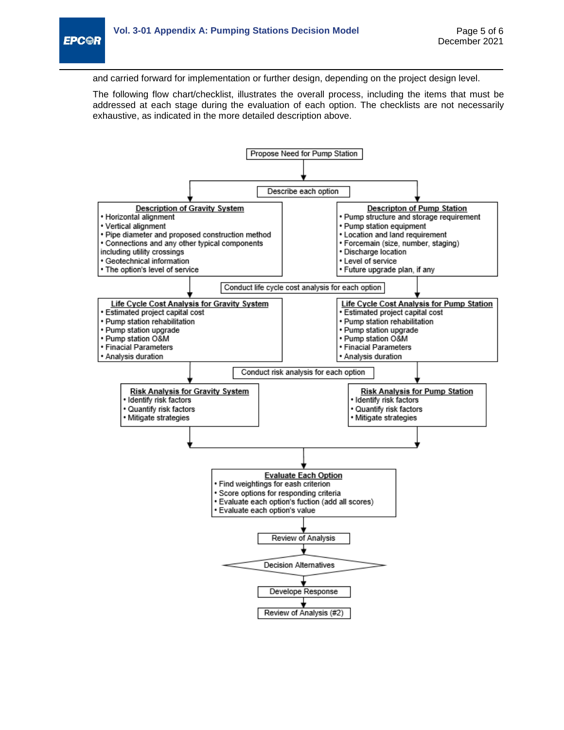and carried forward for implementation or further design, depending on the project design level.

The following flow chart/checklist, illustrates the overall process, including the items that must be addressed at each stage during the evaluation of each option. The checklists are not necessarily exhaustive, as indicated in the more detailed description above.

Propose Need for Pump Station

Describe each option

**Description of Gravity System**
- Horizontal alignment
- Vertical alignment
- Pipe diameter and proposed construction method
- Connections and any other typical components including utility crossings
- Geotechnical information
- The option's level of service

**Descripton of Pump Station**
- Pump structure and storage requirement
- Pump station equipment
- Location and land requirement
- Forcemain (size, number, staging)
- Discharge location
- Level of service
- Future upgrade plan, if any

Conduct life cycle cost analysis for each option

**Life Cycle Cost Analysis for Gravity System**
- Estimated project capital cost
- Pump station rehabilitation
- Pump station upgrade
- Pump station O&M
- Finacial Parameters
- Analysis duration

**Life Cycle Cost Analysis for Pump Station**
- Estimated project capital cost
- Pump station rehabilitation
- Pump station upgrade
- Pump station O&M
- Finacial Parameters
- Analysis duration

Conduct risk analysis for each option

**Risk Analysis for Gravity System**
- Identify risk factors
- Quantify risk factors
- Mitigate strategies

**Risk Analysis for Pump Station**
- Identify risk factors
- Quantify risk factors
- Mitigate strategies

**Evaluate Each Option**
- Find weightings for eash criterion
- Score options for responding criteria
- Evaluate each option's fuction (add all scores)
- Evaluate each option's value

Review of Analysis

Decision Alternatives

Develope Response

Review of Analysis (#2)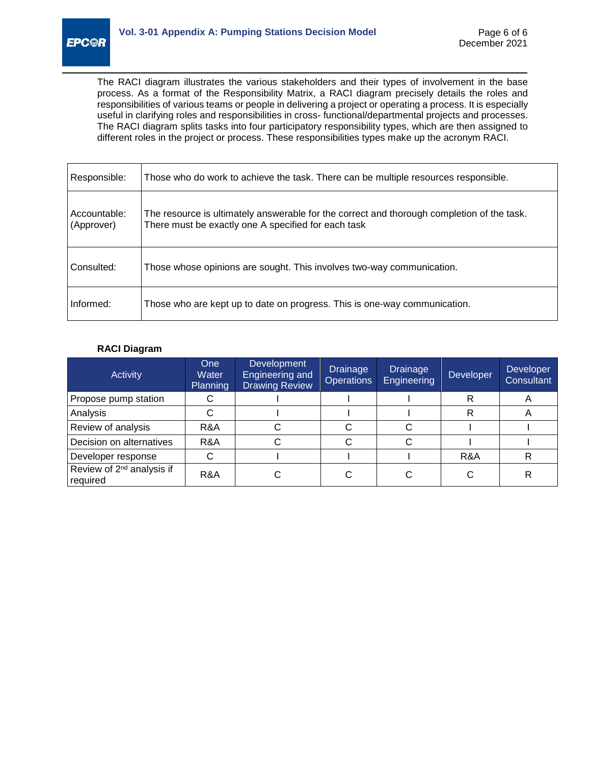The RACI diagram illustrates the various stakeholders and their types of involvement in the base process. As a format of the Responsibility Matrix, a RACI diagram precisely details the roles and responsibilities of various teams or people in delivering a project or operating a process. It is especially useful in clarifying roles and responsibilities in cross- functional/departmental projects and processes. The RACI diagram splits tasks into four participatory responsibility types, which are then assigned to different roles in the project or process. These responsibilities types make up the acronym RACI.

| | |
|---|---|
| Responsible: | Those who do work to achieve the task. There can be multiple resources responsible. |
| Accountable: (Approver) | The resource is ultimately answerable for the correct and thorough completion of the task. There must be exactly one A specified for each task |
| Consulted: | Those whose opinions are sought. This involves two-way communication. |
| Informed: | Those who are kept up to date on progress. This is one-way communication. |

**RACI Diagram**

| Activity | One Water Planning | Development Engineering and Drawing Review | Drainage Operations | Drainage Engineering | Developer | Developer Consultant |
|---|---|---|---|---|---|---|
| Propose pump station | C | I | I | I | R | A |
| Analysis | C | I | I | I | R | A |
| Review of analysis | R&A | C | C | C | I | I |
| Decision on alternatives | R&A | C | C | C | I | I |
| Developer response | C | I | I | I | R&A | R |
| Review of 2nd analysis if required | R&A | C | C | C | C | R |